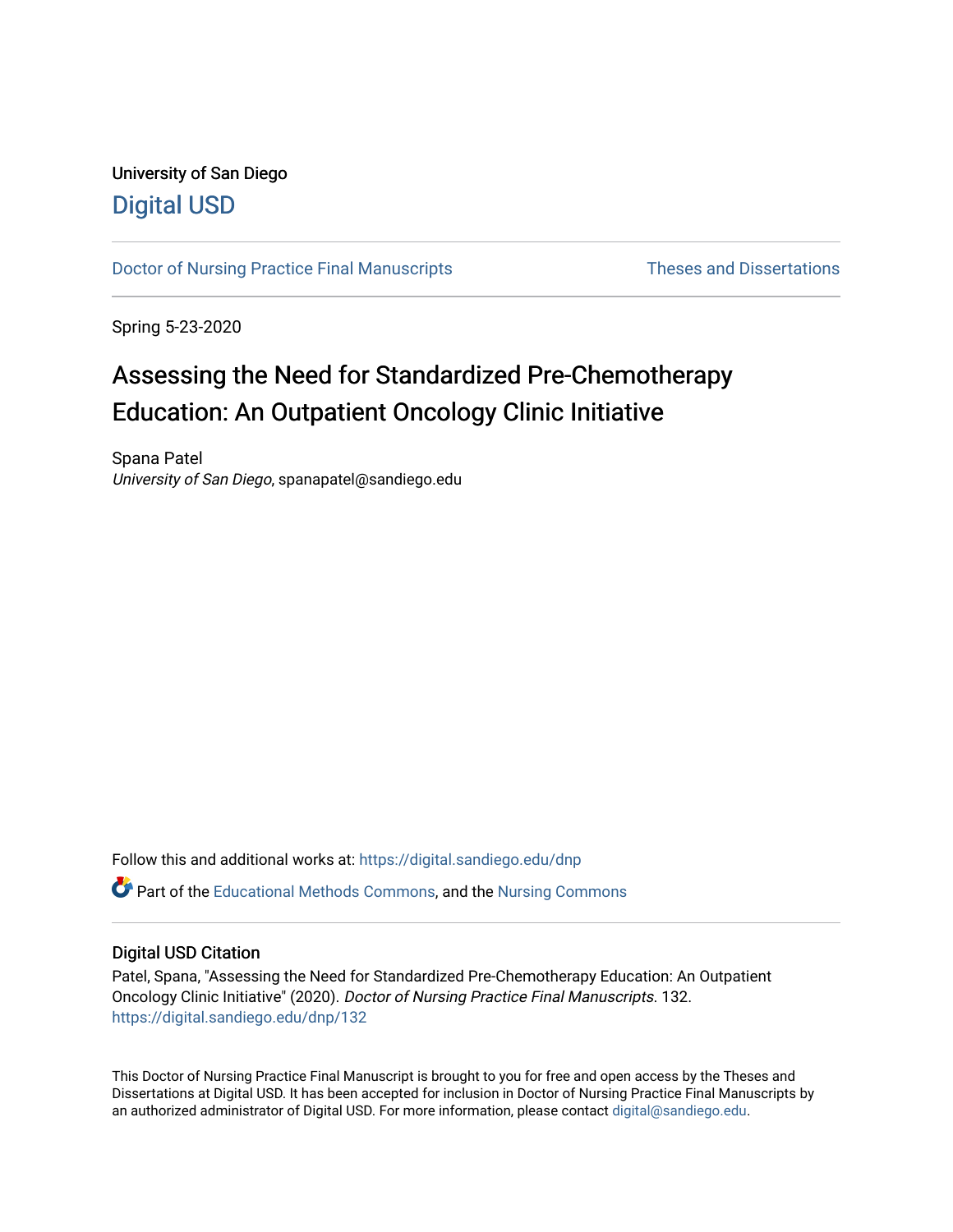University of San Diego

# Digital USD

Doctor of Nursing Practice Final Manuscripts | Theses and Dissertations

Spring 5-23-2020

# Assessing the Need for Standardized Pre-Chemotherapy Education: An Outpatient Oncology Clinic Initiative

Spana Patel
*University of San Diego*, spanapatel@sandiego.edu

Follow this and additional works at: https://digital.sandiego.edu/dnp

Part of the Educational Methods Commons, and the Nursing Commons

## Digital USD Citation

Patel, Spana, "Assessing the Need for Standardized Pre-Chemotherapy Education: An Outpatient Oncology Clinic Initiative" (2020). *Doctor of Nursing Practice Final Manuscripts*. 132.
https://digital.sandiego.edu/dnp/132

This Doctor of Nursing Practice Final Manuscript is brought to you for free and open access by the Theses and Dissertations at Digital USD. It has been accepted for inclusion in Doctor of Nursing Practice Final Manuscripts by an authorized administrator of Digital USD. For more information, please contact digital@sandiego.edu.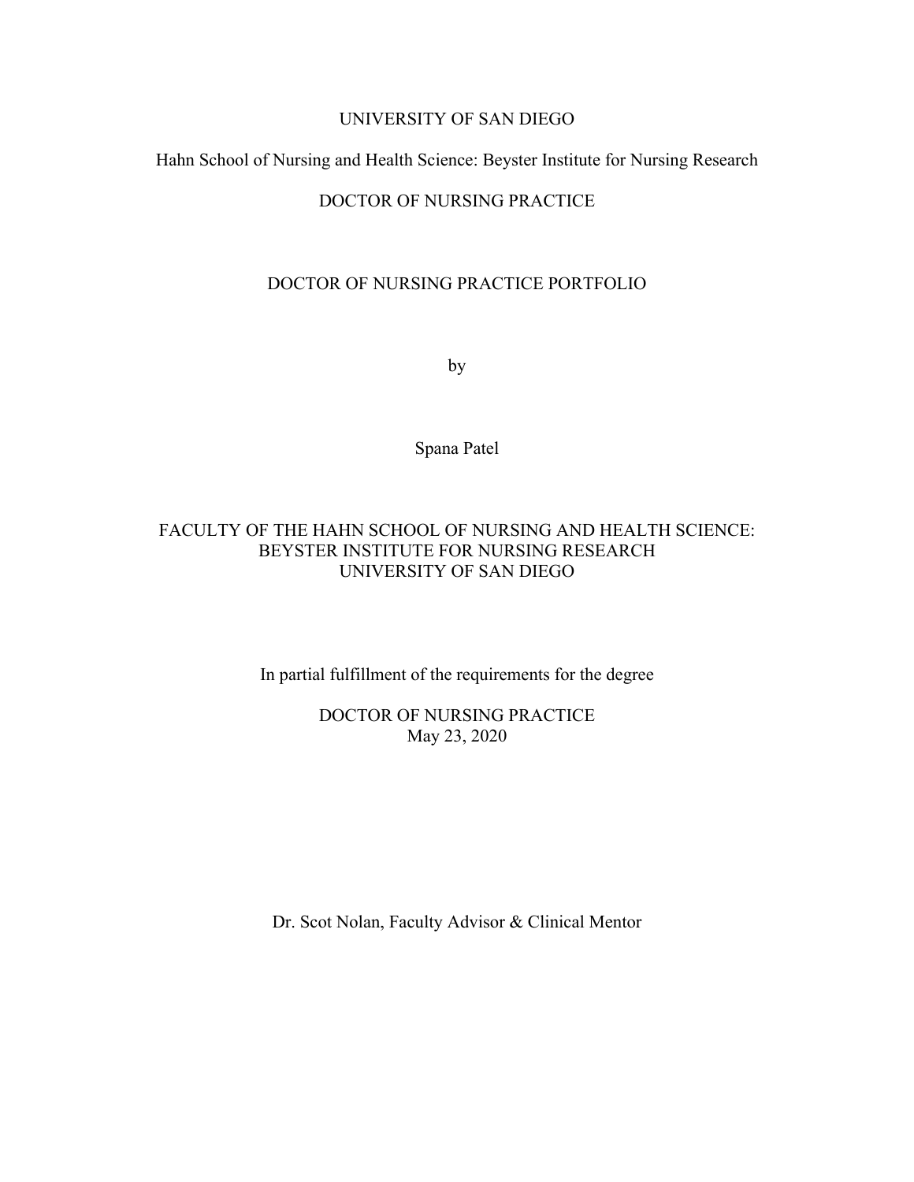UNIVERSITY OF SAN DIEGO

Hahn School of Nursing and Health Science: Beyster Institute for Nursing Research

DOCTOR OF NURSING PRACTICE

DOCTOR OF NURSING PRACTICE PORTFOLIO

by

Spana Patel

FACULTY OF THE HAHN SCHOOL OF NURSING AND HEALTH SCIENCE:
BEYSTER INSTITUTE FOR NURSING RESEARCH
UNIVERSITY OF SAN DIEGO

In partial fulfillment of the requirements for the degree

DOCTOR OF NURSING PRACTICE
May 23, 2020

Dr. Scot Nolan, Faculty Advisor & Clinical Mentor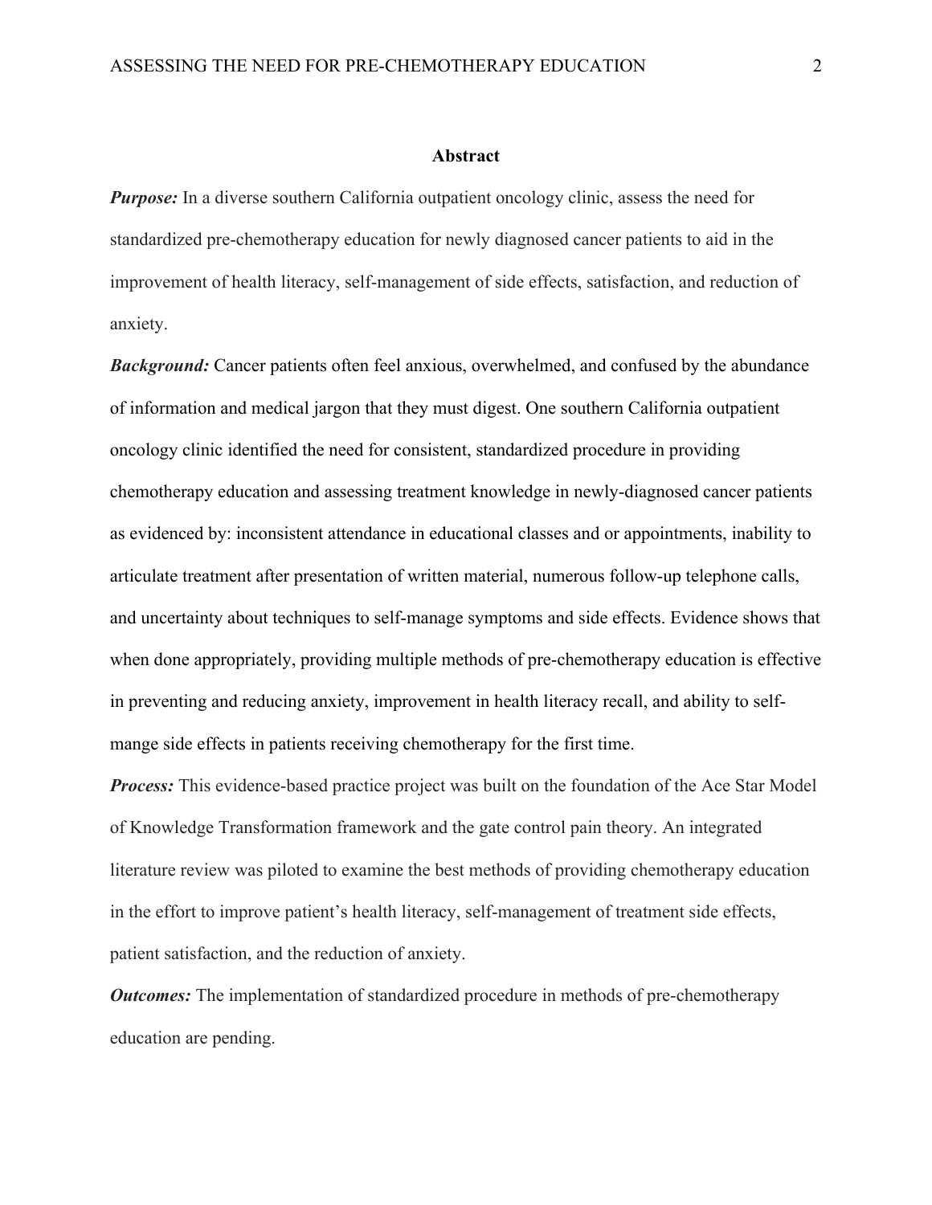## Abstract

***Purpose:*** In a diverse southern California outpatient oncology clinic, assess the need for standardized pre-chemotherapy education for newly diagnosed cancer patients to aid in the improvement of health literacy, self-management of side effects, satisfaction, and reduction of anxiety.

***Background:*** Cancer patients often feel anxious, overwhelmed, and confused by the abundance of information and medical jargon that they must digest. One southern California outpatient oncology clinic identified the need for consistent, standardized procedure in providing chemotherapy education and assessing treatment knowledge in newly-diagnosed cancer patients as evidenced by: inconsistent attendance in educational classes and or appointments, inability to articulate treatment after presentation of written material, numerous follow-up telephone calls, and uncertainty about techniques to self-manage symptoms and side effects. Evidence shows that when done appropriately, providing multiple methods of pre-chemotherapy education is effective in preventing and reducing anxiety, improvement in health literacy recall, and ability to self-mange side effects in patients receiving chemotherapy for the first time.

***Process:*** This evidence-based practice project was built on the foundation of the Ace Star Model of Knowledge Transformation framework and the gate control pain theory. An integrated literature review was piloted to examine the best methods of providing chemotherapy education in the effort to improve patient's health literacy, self-management of treatment side effects, patient satisfaction, and the reduction of anxiety.

***Outcomes:*** The implementation of standardized procedure in methods of pre-chemotherapy education are pending.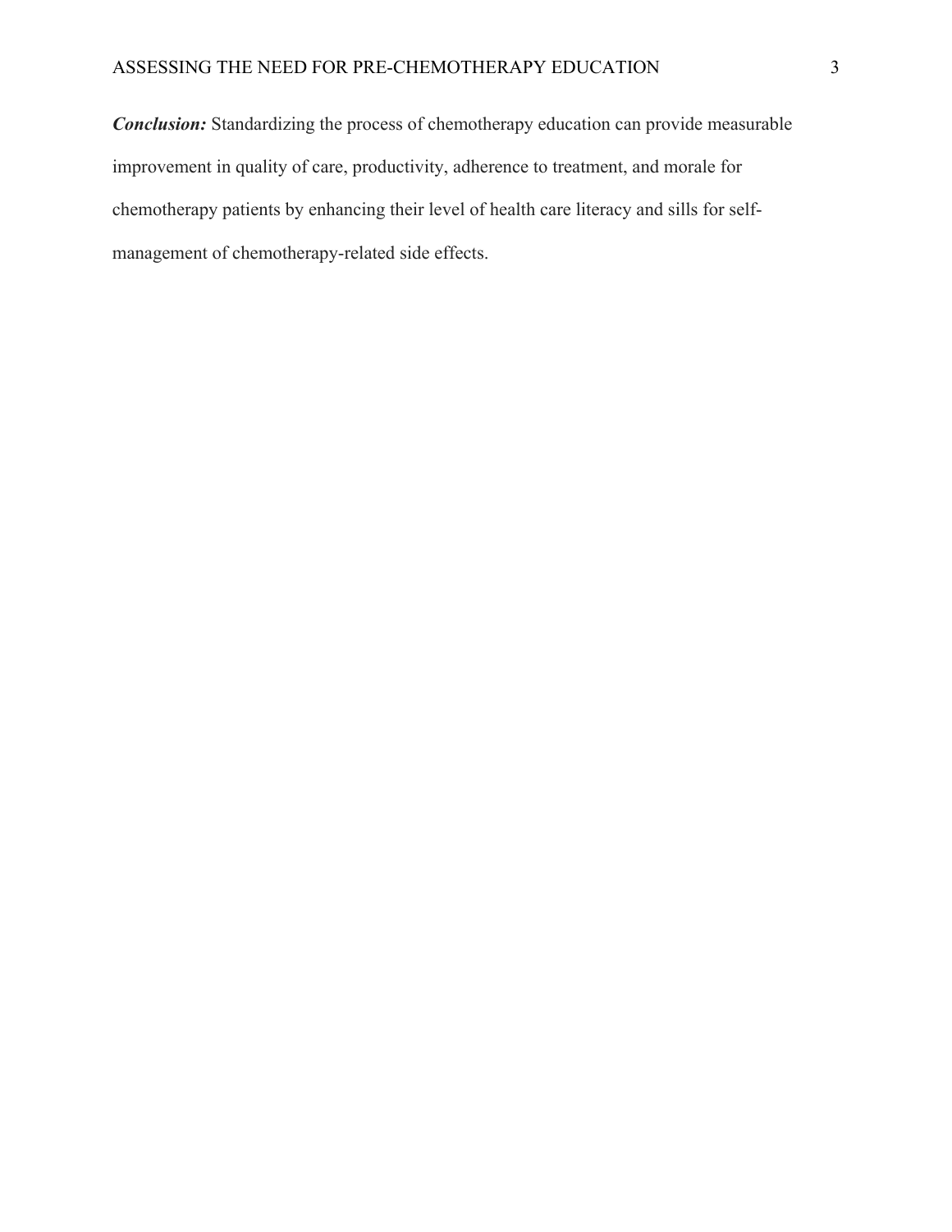***Conclusion:*** Standardizing the process of chemotherapy education can provide measurable improvement in quality of care, productivity, adherence to treatment, and morale for chemotherapy patients by enhancing their level of health care literacy and sills for self-management of chemotherapy-related side effects.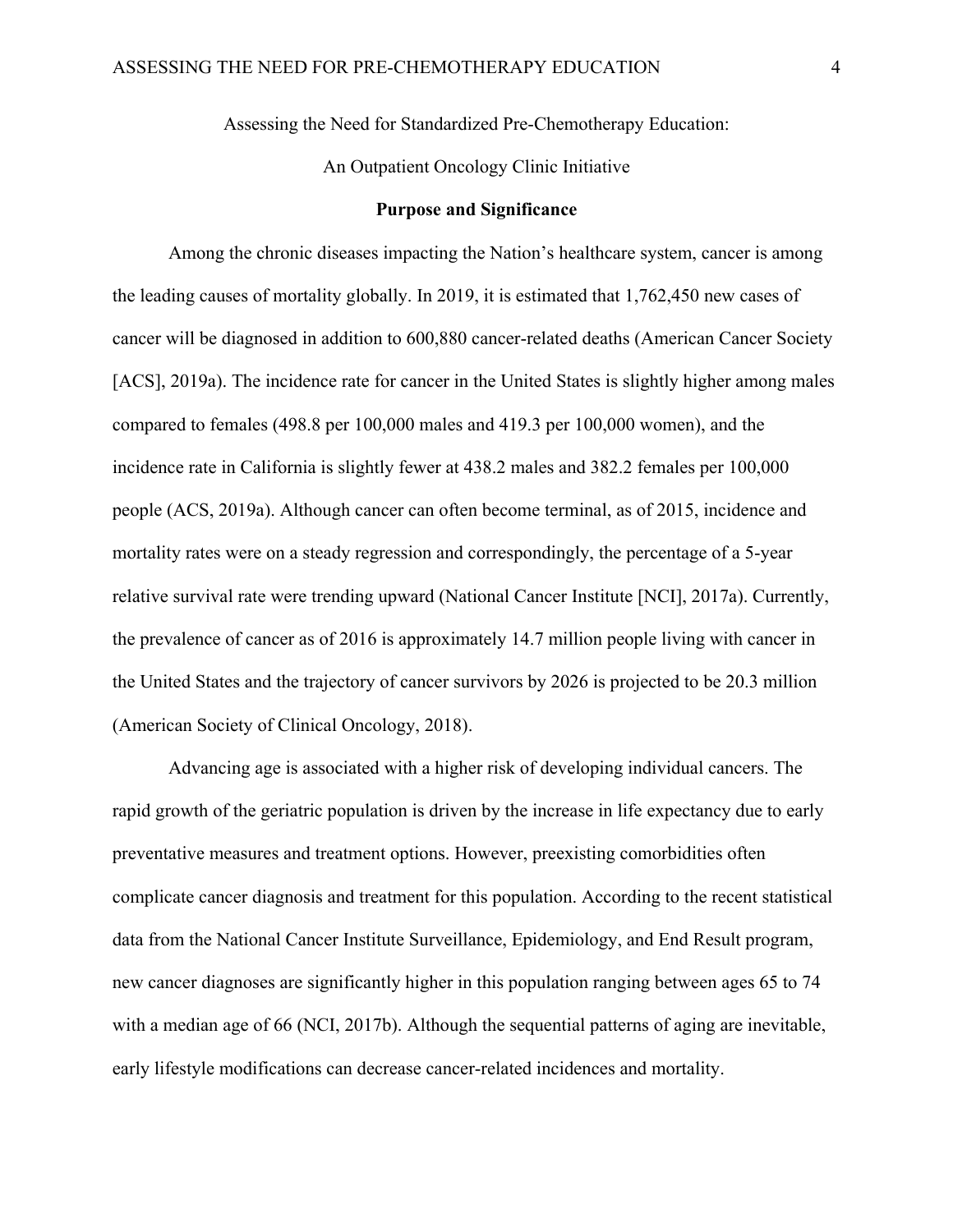Assessing the Need for Standardized Pre-Chemotherapy Education:

An Outpatient Oncology Clinic Initiative

## Purpose and Significance

Among the chronic diseases impacting the Nation's healthcare system, cancer is among the leading causes of mortality globally. In 2019, it is estimated that 1,762,450 new cases of cancer will be diagnosed in addition to 600,880 cancer-related deaths (American Cancer Society [ACS], 2019a). The incidence rate for cancer in the United States is slightly higher among males compared to females (498.8 per 100,000 males and 419.3 per 100,000 women), and the incidence rate in California is slightly fewer at 438.2 males and 382.2 females per 100,000 people (ACS, 2019a). Although cancer can often become terminal, as of 2015, incidence and mortality rates were on a steady regression and correspondingly, the percentage of a 5-year relative survival rate were trending upward (National Cancer Institute [NCI], 2017a). Currently, the prevalence of cancer as of 2016 is approximately 14.7 million people living with cancer in the United States and the trajectory of cancer survivors by 2026 is projected to be 20.3 million (American Society of Clinical Oncology, 2018).

Advancing age is associated with a higher risk of developing individual cancers. The rapid growth of the geriatric population is driven by the increase in life expectancy due to early preventative measures and treatment options. However, preexisting comorbidities often complicate cancer diagnosis and treatment for this population. According to the recent statistical data from the National Cancer Institute Surveillance, Epidemiology, and End Result program, new cancer diagnoses are significantly higher in this population ranging between ages 65 to 74 with a median age of 66 (NCI, 2017b). Although the sequential patterns of aging are inevitable, early lifestyle modifications can decrease cancer-related incidences and mortality.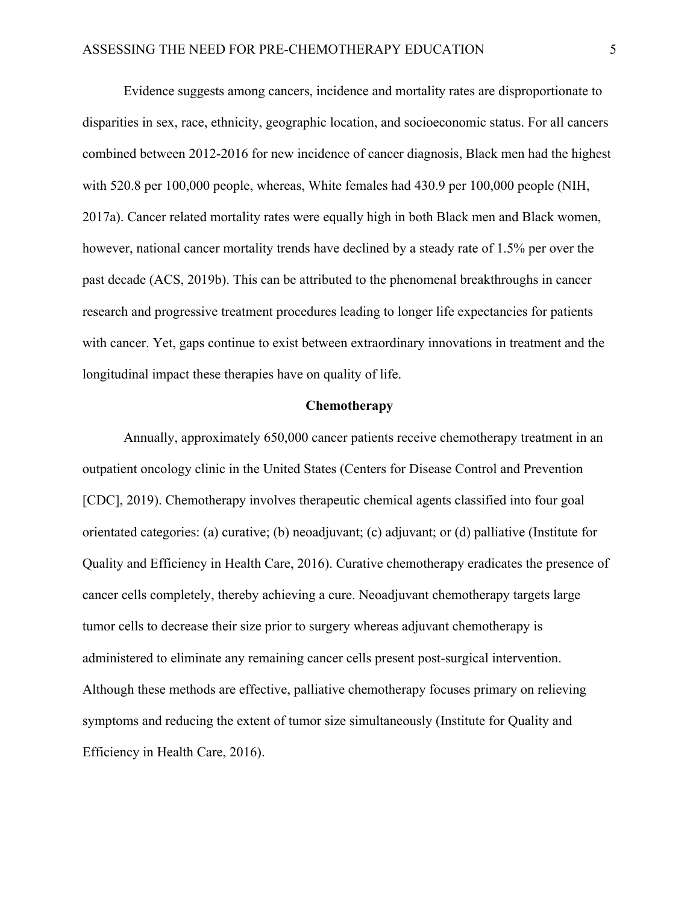Evidence suggests among cancers, incidence and mortality rates are disproportionate to disparities in sex, race, ethnicity, geographic location, and socioeconomic status. For all cancers combined between 2012-2016 for new incidence of cancer diagnosis, Black men had the highest with 520.8 per 100,000 people, whereas, White females had 430.9 per 100,000 people (NIH, 2017a). Cancer related mortality rates were equally high in both Black men and Black women, however, national cancer mortality trends have declined by a steady rate of 1.5% per over the past decade (ACS, 2019b). This can be attributed to the phenomenal breakthroughs in cancer research and progressive treatment procedures leading to longer life expectancies for patients with cancer. Yet, gaps continue to exist between extraordinary innovations in treatment and the longitudinal impact these therapies have on quality of life.

## Chemotherapy

Annually, approximately 650,000 cancer patients receive chemotherapy treatment in an outpatient oncology clinic in the United States (Centers for Disease Control and Prevention [CDC], 2019). Chemotherapy involves therapeutic chemical agents classified into four goal orientated categories: (a) curative; (b) neoadjuvant; (c) adjuvant; or (d) palliative (Institute for Quality and Efficiency in Health Care, 2016). Curative chemotherapy eradicates the presence of cancer cells completely, thereby achieving a cure. Neoadjuvant chemotherapy targets large tumor cells to decrease their size prior to surgery whereas adjuvant chemotherapy is administered to eliminate any remaining cancer cells present post-surgical intervention. Although these methods are effective, palliative chemotherapy focuses primary on relieving symptoms and reducing the extent of tumor size simultaneously (Institute for Quality and Efficiency in Health Care, 2016).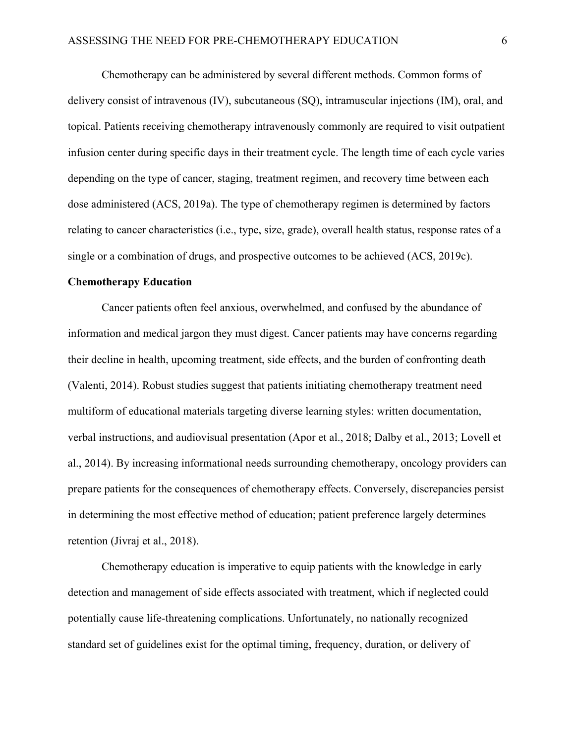Chemotherapy can be administered by several different methods. Common forms of delivery consist of intravenous (IV), subcutaneous (SQ), intramuscular injections (IM), oral, and topical. Patients receiving chemotherapy intravenously commonly are required to visit outpatient infusion center during specific days in their treatment cycle. The length time of each cycle varies depending on the type of cancer, staging, treatment regimen, and recovery time between each dose administered (ACS, 2019a). The type of chemotherapy regimen is determined by factors relating to cancer characteristics (i.e., type, size, grade), overall health status, response rates of a single or a combination of drugs, and prospective outcomes to be achieved (ACS, 2019c).

## Chemotherapy Education

Cancer patients often feel anxious, overwhelmed, and confused by the abundance of information and medical jargon they must digest. Cancer patients may have concerns regarding their decline in health, upcoming treatment, side effects, and the burden of confronting death (Valenti, 2014). Robust studies suggest that patients initiating chemotherapy treatment need multiform of educational materials targeting diverse learning styles: written documentation, verbal instructions, and audiovisual presentation (Apor et al., 2018; Dalby et al., 2013; Lovell et al., 2014). By increasing informational needs surrounding chemotherapy, oncology providers can prepare patients for the consequences of chemotherapy effects. Conversely, discrepancies persist in determining the most effective method of education; patient preference largely determines retention (Jivraj et al., 2018).

Chemotherapy education is imperative to equip patients with the knowledge in early detection and management of side effects associated with treatment, which if neglected could potentially cause life-threatening complications. Unfortunately, no nationally recognized standard set of guidelines exist for the optimal timing, frequency, duration, or delivery of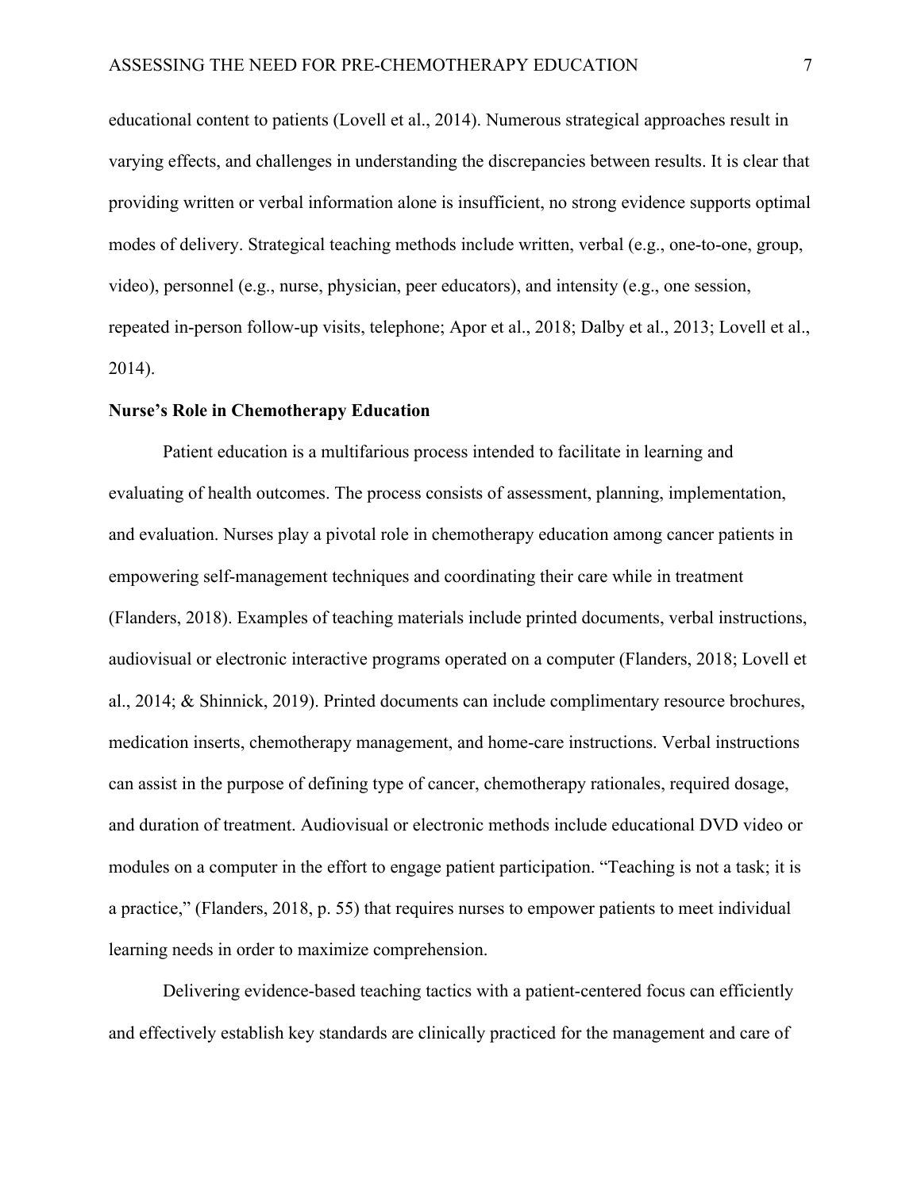educational content to patients (Lovell et al., 2014). Numerous strategical approaches result in varying effects, and challenges in understanding the discrepancies between results. It is clear that providing written or verbal information alone is insufficient, no strong evidence supports optimal modes of delivery. Strategical teaching methods include written, verbal (e.g., one-to-one, group, video), personnel (e.g., nurse, physician, peer educators), and intensity (e.g., one session, repeated in-person follow-up visits, telephone; Apor et al., 2018; Dalby et al., 2013; Lovell et al., 2014).

**Nurse's Role in Chemotherapy Education**

Patient education is a multifarious process intended to facilitate in learning and evaluating of health outcomes. The process consists of assessment, planning, implementation, and evaluation. Nurses play a pivotal role in chemotherapy education among cancer patients in empowering self-management techniques and coordinating their care while in treatment (Flanders, 2018). Examples of teaching materials include printed documents, verbal instructions, audiovisual or electronic interactive programs operated on a computer (Flanders, 2018; Lovell et al., 2014; & Shinnick, 2019). Printed documents can include complimentary resource brochures, medication inserts, chemotherapy management, and home-care instructions. Verbal instructions can assist in the purpose of defining type of cancer, chemotherapy rationales, required dosage, and duration of treatment. Audiovisual or electronic methods include educational DVD video or modules on a computer in the effort to engage patient participation. "Teaching is not a task; it is a practice," (Flanders, 2018, p. 55) that requires nurses to empower patients to meet individual learning needs in order to maximize comprehension.

Delivering evidence-based teaching tactics with a patient-centered focus can efficiently and effectively establish key standards are clinically practiced for the management and care of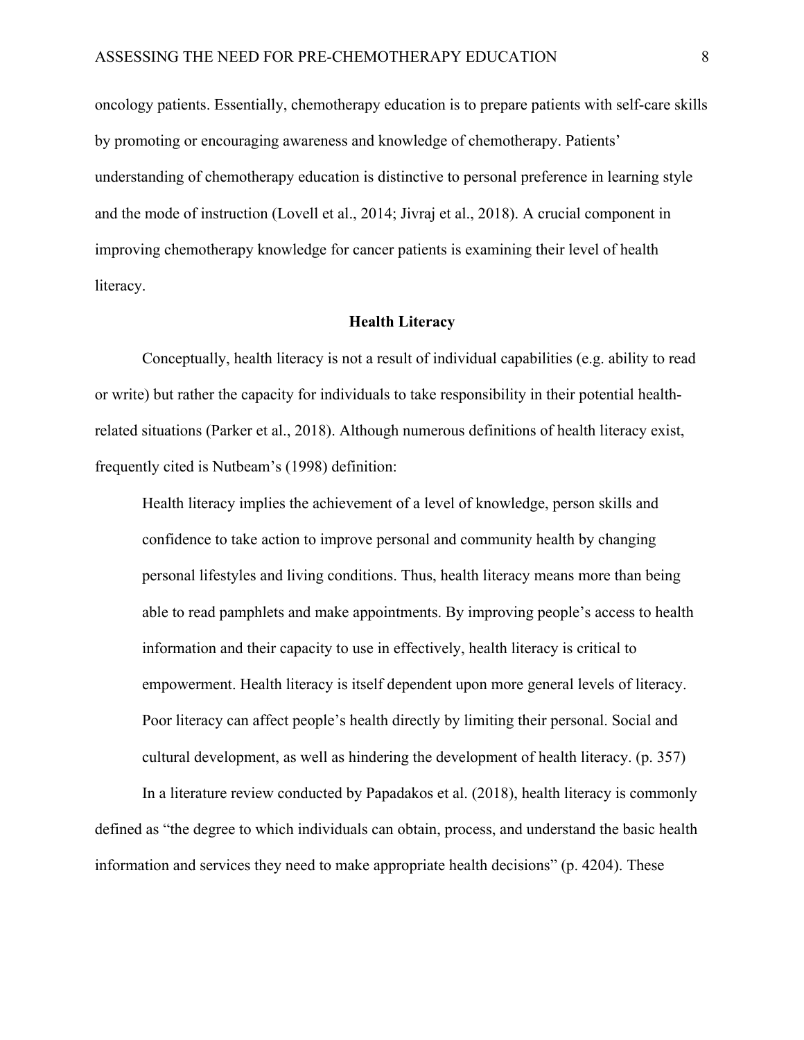oncology patients. Essentially, chemotherapy education is to prepare patients with self-care skills by promoting or encouraging awareness and knowledge of chemotherapy. Patients' understanding of chemotherapy education is distinctive to personal preference in learning style and the mode of instruction (Lovell et al., 2014; Jivraj et al., 2018). A crucial component in improving chemotherapy knowledge for cancer patients is examining their level of health literacy.

## Health Literacy

Conceptually, health literacy is not a result of individual capabilities (e.g. ability to read or write) but rather the capacity for individuals to take responsibility in their potential health-related situations (Parker et al., 2018). Although numerous definitions of health literacy exist, frequently cited is Nutbeam's (1998) definition:

> Health literacy implies the achievement of a level of knowledge, person skills and confidence to take action to improve personal and community health by changing personal lifestyles and living conditions. Thus, health literacy means more than being able to read pamphlets and make appointments. By improving people's access to health information and their capacity to use in effectively, health literacy is critical to empowerment. Health literacy is itself dependent upon more general levels of literacy. Poor literacy can affect people's health directly by limiting their personal. Social and cultural development, as well as hindering the development of health literacy. (p. 357)

In a literature review conducted by Papadakos et al. (2018), health literacy is commonly defined as "the degree to which individuals can obtain, process, and understand the basic health information and services they need to make appropriate health decisions" (p. 4204). These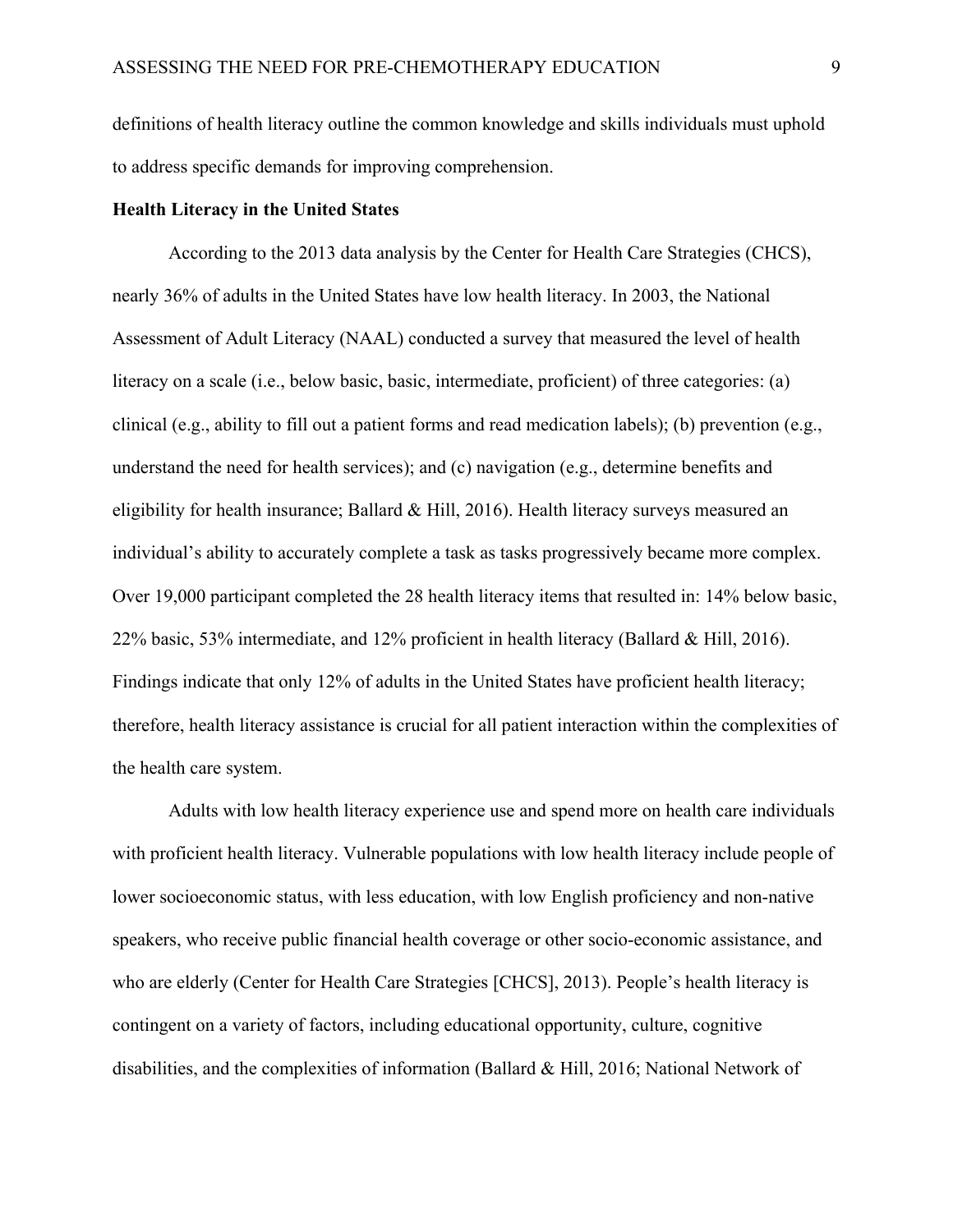definitions of health literacy outline the common knowledge and skills individuals must uphold to address specific demands for improving comprehension.

**Health Literacy in the United States**

According to the 2013 data analysis by the Center for Health Care Strategies (CHCS), nearly 36% of adults in the United States have low health literacy. In 2003, the National Assessment of Adult Literacy (NAAL) conducted a survey that measured the level of health literacy on a scale (i.e., below basic, basic, intermediate, proficient) of three categories: (a) clinical (e.g., ability to fill out a patient forms and read medication labels); (b) prevention (e.g., understand the need for health services); and (c) navigation (e.g., determine benefits and eligibility for health insurance; Ballard & Hill, 2016). Health literacy surveys measured an individual's ability to accurately complete a task as tasks progressively became more complex. Over 19,000 participant completed the 28 health literacy items that resulted in: 14% below basic, 22% basic, 53% intermediate, and 12% proficient in health literacy (Ballard & Hill, 2016). Findings indicate that only 12% of adults in the United States have proficient health literacy; therefore, health literacy assistance is crucial for all patient interaction within the complexities of the health care system.

Adults with low health literacy experience use and spend more on health care individuals with proficient health literacy. Vulnerable populations with low health literacy include people of lower socioeconomic status, with less education, with low English proficiency and non-native speakers, who receive public financial health coverage or other socio-economic assistance, and who are elderly (Center for Health Care Strategies [CHCS], 2013). People's health literacy is contingent on a variety of factors, including educational opportunity, culture, cognitive disabilities, and the complexities of information (Ballard & Hill, 2016; National Network of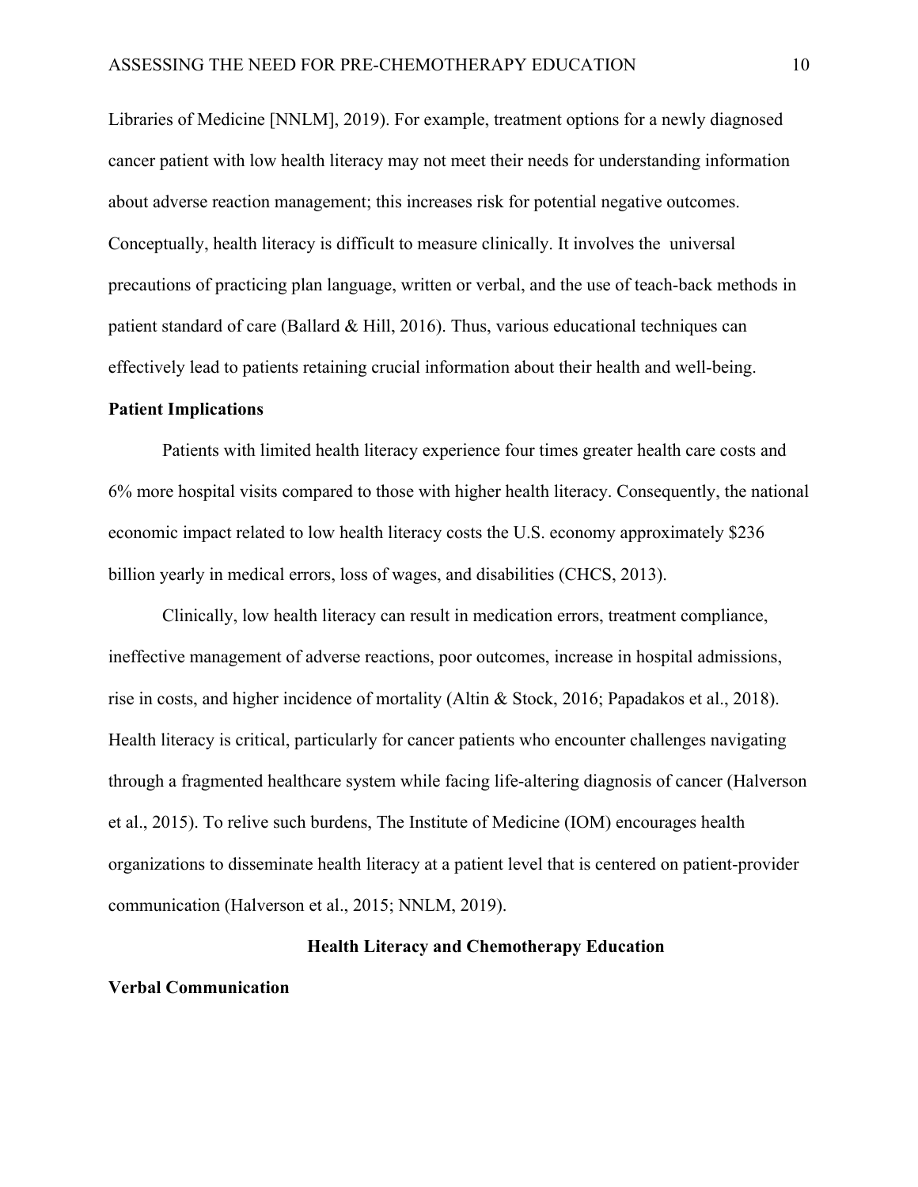Libraries of Medicine [NNLM], 2019). For example, treatment options for a newly diagnosed cancer patient with low health literacy may not meet their needs for understanding information about adverse reaction management; this increases risk for potential negative outcomes. Conceptually, health literacy is difficult to measure clinically. It involves the universal precautions of practicing plan language, written or verbal, and the use of teach-back methods in patient standard of care (Ballard & Hill, 2016). Thus, various educational techniques can effectively lead to patients retaining crucial information about their health and well-being.

**Patient Implications**

Patients with limited health literacy experience four times greater health care costs and 6% more hospital visits compared to those with higher health literacy. Consequently, the national economic impact related to low health literacy costs the U.S. economy approximately $236 billion yearly in medical errors, loss of wages, and disabilities (CHCS, 2013).

Clinically, low health literacy can result in medication errors, treatment compliance, ineffective management of adverse reactions, poor outcomes, increase in hospital admissions, rise in costs, and higher incidence of mortality (Altin & Stock, 2016; Papadakos et al., 2018). Health literacy is critical, particularly for cancer patients who encounter challenges navigating through a fragmented healthcare system while facing life-altering diagnosis of cancer (Halverson et al., 2015). To relive such burdens, The Institute of Medicine (IOM) encourages health organizations to disseminate health literacy at a patient level that is centered on patient-provider communication (Halverson et al., 2015; NNLM, 2019).

## Health Literacy and Chemotherapy Education

**Verbal Communication**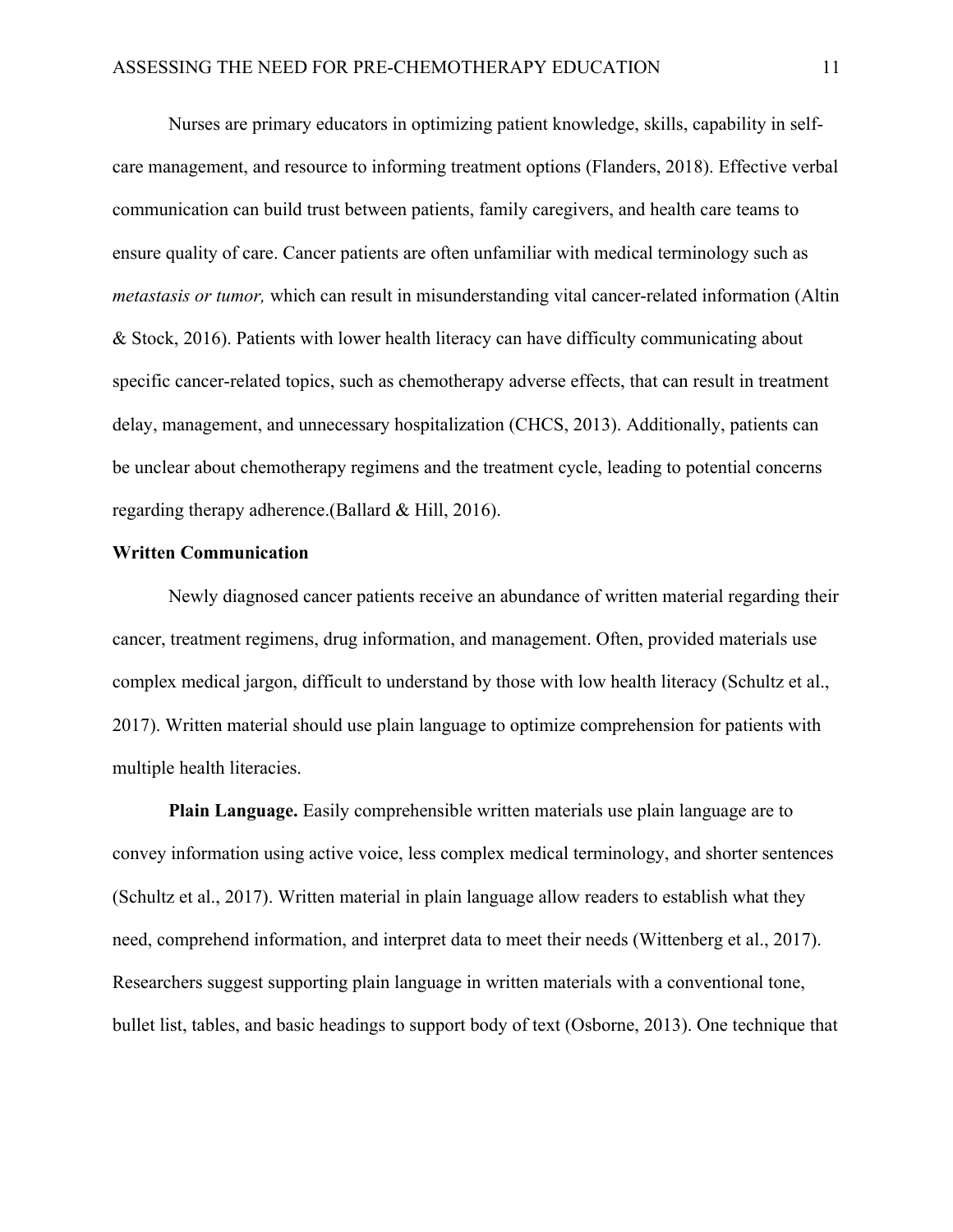Nurses are primary educators in optimizing patient knowledge, skills, capability in self-care management, and resource to informing treatment options (Flanders, 2018). Effective verbal communication can build trust between patients, family caregivers, and health care teams to ensure quality of care. Cancer patients are often unfamiliar with medical terminology such as *metastasis or tumor,* which can result in misunderstanding vital cancer-related information (Altin & Stock, 2016). Patients with lower health literacy can have difficulty communicating about specific cancer-related topics, such as chemotherapy adverse effects, that can result in treatment delay, management, and unnecessary hospitalization (CHCS, 2013). Additionally, patients can be unclear about chemotherapy regimens and the treatment cycle, leading to potential concerns regarding therapy adherence.(Ballard & Hill, 2016).

## Written Communication

Newly diagnosed cancer patients receive an abundance of written material regarding their cancer, treatment regimens, drug information, and management. Often, provided materials use complex medical jargon, difficult to understand by those with low health literacy (Schultz et al., 2017). Written material should use plain language to optimize comprehension for patients with multiple health literacies.

**Plain Language.** Easily comprehensible written materials use plain language are to convey information using active voice, less complex medical terminology, and shorter sentences (Schultz et al., 2017). Written material in plain language allow readers to establish what they need, comprehend information, and interpret data to meet their needs (Wittenberg et al., 2017). Researchers suggest supporting plain language in written materials with a conventional tone, bullet list, tables, and basic headings to support body of text (Osborne, 2013). One technique that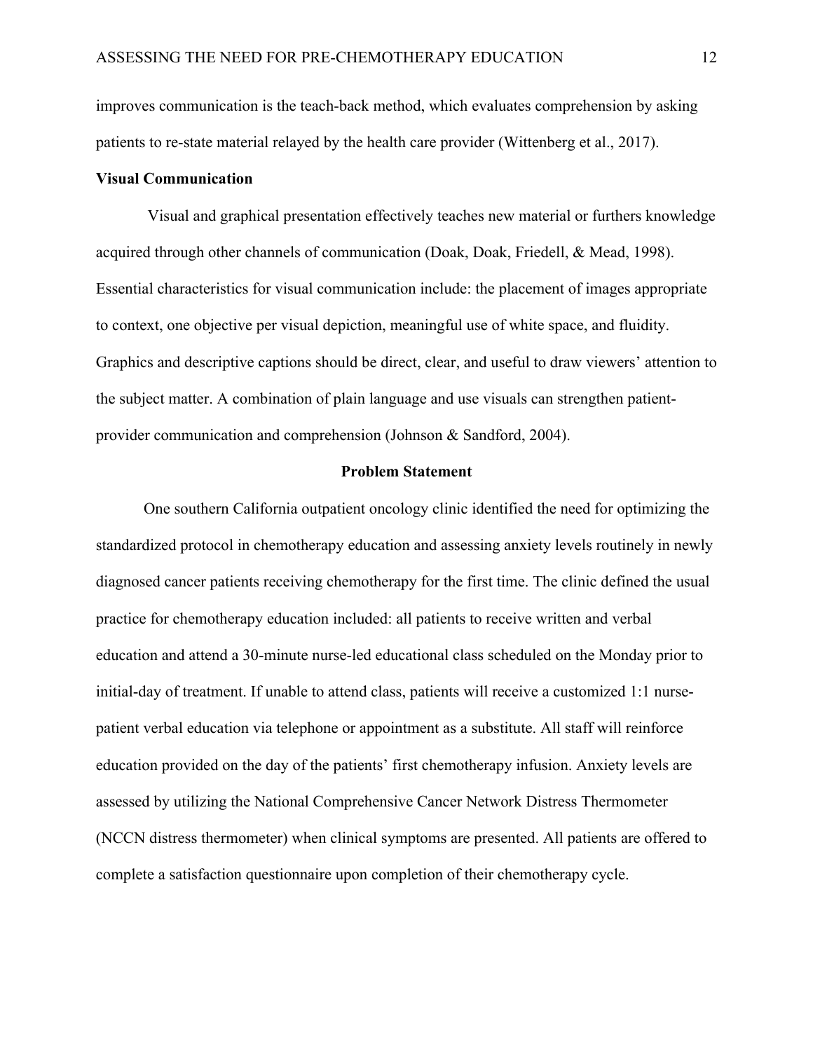improves communication is the teach-back method, which evaluates comprehension by asking patients to re-state material relayed by the health care provider (Wittenberg et al., 2017).

**Visual Communication**

Visual and graphical presentation effectively teaches new material or furthers knowledge acquired through other channels of communication (Doak, Doak, Friedell, & Mead, 1998). Essential characteristics for visual communication include: the placement of images appropriate to context, one objective per visual depiction, meaningful use of white space, and fluidity. Graphics and descriptive captions should be direct, clear, and useful to draw viewers' attention to the subject matter. A combination of plain language and use visuals can strengthen patient-provider communication and comprehension (Johnson & Sandford, 2004).

## Problem Statement

One southern California outpatient oncology clinic identified the need for optimizing the standardized protocol in chemotherapy education and assessing anxiety levels routinely in newly diagnosed cancer patients receiving chemotherapy for the first time. The clinic defined the usual practice for chemotherapy education included: all patients to receive written and verbal education and attend a 30-minute nurse-led educational class scheduled on the Monday prior to initial-day of treatment. If unable to attend class, patients will receive a customized 1:1 nurse-patient verbal education via telephone or appointment as a substitute. All staff will reinforce education provided on the day of the patients' first chemotherapy infusion. Anxiety levels are assessed by utilizing the National Comprehensive Cancer Network Distress Thermometer (NCCN distress thermometer) when clinical symptoms are presented. All patients are offered to complete a satisfaction questionnaire upon completion of their chemotherapy cycle.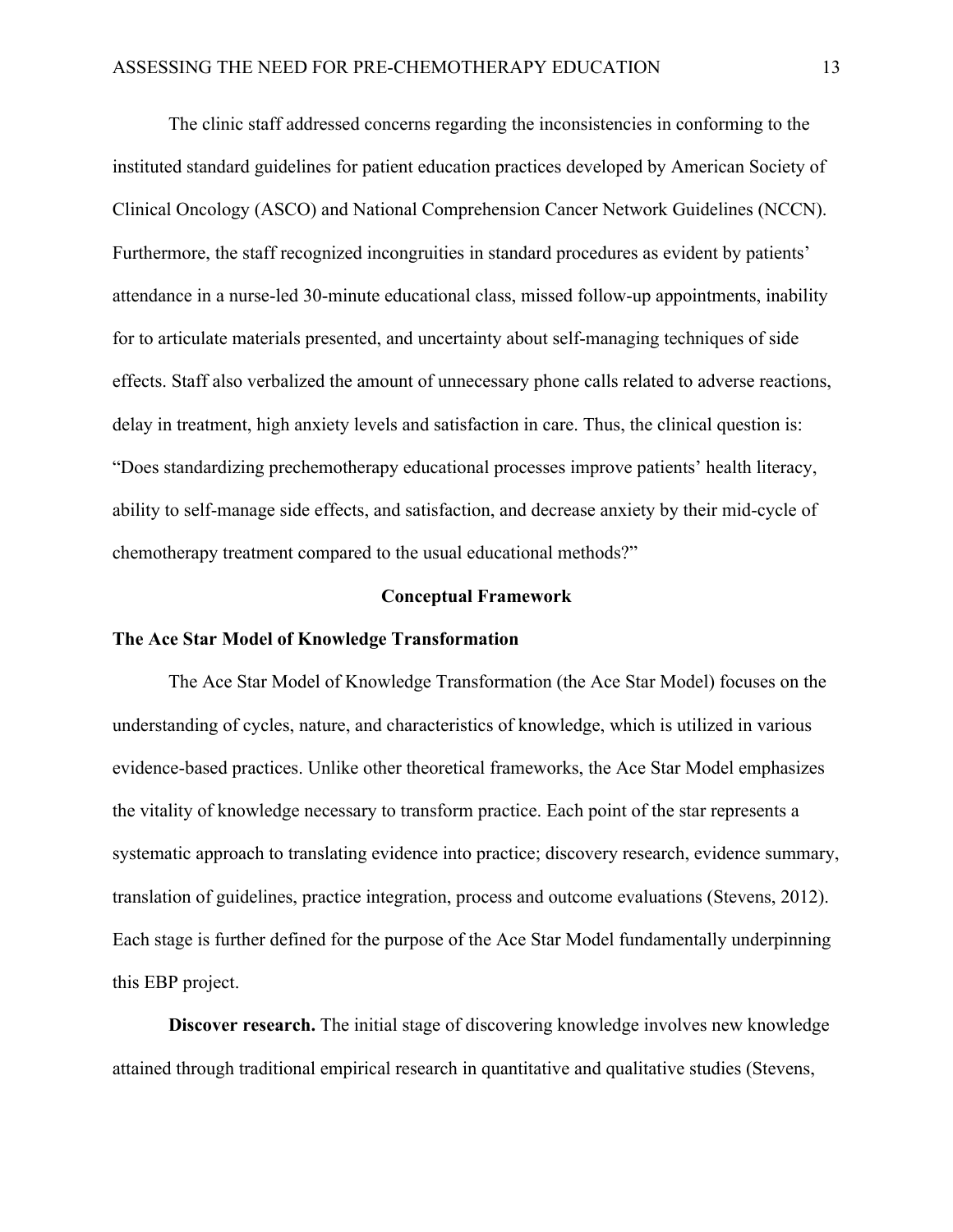The clinic staff addressed concerns regarding the inconsistencies in conforming to the instituted standard guidelines for patient education practices developed by American Society of Clinical Oncology (ASCO) and National Comprehension Cancer Network Guidelines (NCCN). Furthermore, the staff recognized incongruities in standard procedures as evident by patients' attendance in a nurse-led 30-minute educational class, missed follow-up appointments, inability for to articulate materials presented, and uncertainty about self-managing techniques of side effects. Staff also verbalized the amount of unnecessary phone calls related to adverse reactions, delay in treatment, high anxiety levels and satisfaction in care. Thus, the clinical question is: "Does standardizing prechemotherapy educational processes improve patients' health literacy, ability to self-manage side effects, and satisfaction, and decrease anxiety by their mid-cycle of chemotherapy treatment compared to the usual educational methods?"

## Conceptual Framework

### The Ace Star Model of Knowledge Transformation

The Ace Star Model of Knowledge Transformation (the Ace Star Model) focuses on the understanding of cycles, nature, and characteristics of knowledge, which is utilized in various evidence-based practices. Unlike other theoretical frameworks, the Ace Star Model emphasizes the vitality of knowledge necessary to transform practice. Each point of the star represents a systematic approach to translating evidence into practice; discovery research, evidence summary, translation of guidelines, practice integration, process and outcome evaluations (Stevens, 2012). Each stage is further defined for the purpose of the Ace Star Model fundamentally underpinning this EBP project.

**Discover research.** The initial stage of discovering knowledge involves new knowledge attained through traditional empirical research in quantitative and qualitative studies (Stevens,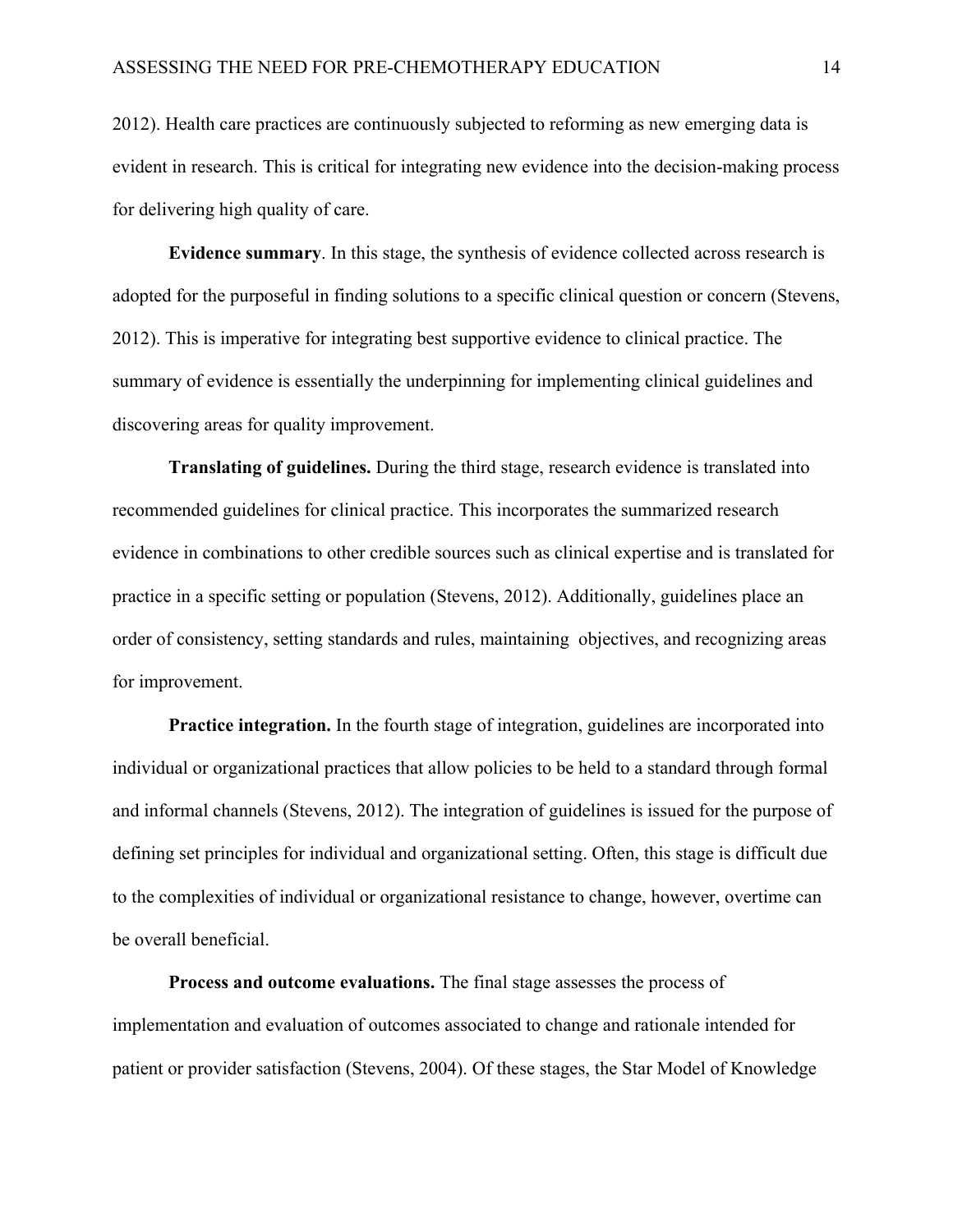2012). Health care practices are continuously subjected to reforming as new emerging data is evident in research. This is critical for integrating new evidence into the decision-making process for delivering high quality of care.

**Evidence summary**. In this stage, the synthesis of evidence collected across research is adopted for the purposeful in finding solutions to a specific clinical question or concern (Stevens, 2012). This is imperative for integrating best supportive evidence to clinical practice. The summary of evidence is essentially the underpinning for implementing clinical guidelines and discovering areas for quality improvement.

**Translating of guidelines.** During the third stage, research evidence is translated into recommended guidelines for clinical practice. This incorporates the summarized research evidence in combinations to other credible sources such as clinical expertise and is translated for practice in a specific setting or population (Stevens, 2012). Additionally, guidelines place an order of consistency, setting standards and rules, maintaining objectives, and recognizing areas for improvement.

**Practice integration.** In the fourth stage of integration, guidelines are incorporated into individual or organizational practices that allow policies to be held to a standard through formal and informal channels (Stevens, 2012). The integration of guidelines is issued for the purpose of defining set principles for individual and organizational setting. Often, this stage is difficult due to the complexities of individual or organizational resistance to change, however, overtime can be overall beneficial.

**Process and outcome evaluations.** The final stage assesses the process of implementation and evaluation of outcomes associated to change and rationale intended for patient or provider satisfaction (Stevens, 2004). Of these stages, the Star Model of Knowledge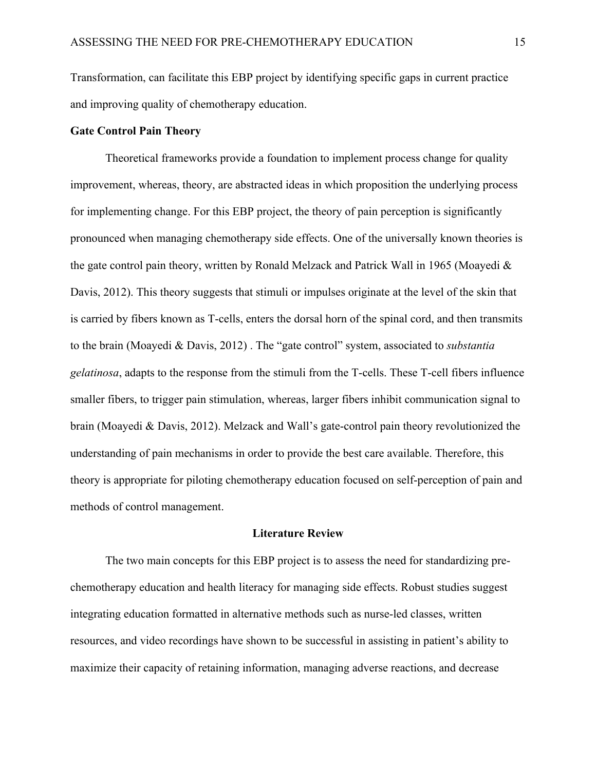Transformation, can facilitate this EBP project by identifying specific gaps in current practice and improving quality of chemotherapy education.

**Gate Control Pain Theory**

Theoretical frameworks provide a foundation to implement process change for quality improvement, whereas, theory, are abstracted ideas in which proposition the underlying process for implementing change. For this EBP project, the theory of pain perception is significantly pronounced when managing chemotherapy side effects. One of the universally known theories is the gate control pain theory, written by Ronald Melzack and Patrick Wall in 1965 (Moayedi & Davis, 2012). This theory suggests that stimuli or impulses originate at the level of the skin that is carried by fibers known as T-cells, enters the dorsal horn of the spinal cord, and then transmits to the brain (Moayedi & Davis, 2012) . The "gate control" system, associated to *substantia gelatinosa*, adapts to the response from the stimuli from the T-cells. These T-cell fibers influence smaller fibers, to trigger pain stimulation, whereas, larger fibers inhibit communication signal to brain (Moayedi & Davis, 2012). Melzack and Wall's gate-control pain theory revolutionized the understanding of pain mechanisms in order to provide the best care available. Therefore, this theory is appropriate for piloting chemotherapy education focused on self-perception of pain and methods of control management.

## Literature Review

The two main concepts for this EBP project is to assess the need for standardizing pre-chemotherapy education and health literacy for managing side effects. Robust studies suggest integrating education formatted in alternative methods such as nurse-led classes, written resources, and video recordings have shown to be successful in assisting in patient's ability to maximize their capacity of retaining information, managing adverse reactions, and decrease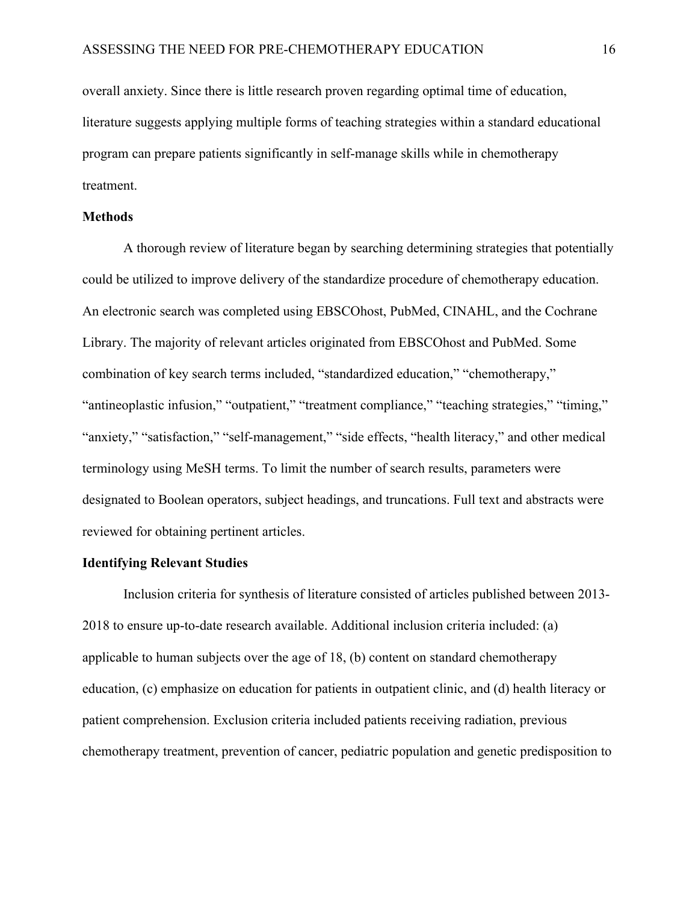overall anxiety. Since there is little research proven regarding optimal time of education, literature suggests applying multiple forms of teaching strategies within a standard educational program can prepare patients significantly in self-manage skills while in chemotherapy treatment.

## Methods

A thorough review of literature began by searching determining strategies that potentially could be utilized to improve delivery of the standardize procedure of chemotherapy education. An electronic search was completed using EBSCOhost, PubMed, CINAHL, and the Cochrane Library. The majority of relevant articles originated from EBSCOhost and PubMed. Some combination of key search terms included, "standardized education," "chemotherapy," "antineoplastic infusion," "outpatient," "treatment compliance," "teaching strategies," "timing," "anxiety," "satisfaction," "self-management," "side effects, "health literacy," and other medical terminology using MeSH terms. To limit the number of search results, parameters were designated to Boolean operators, subject headings, and truncations. Full text and abstracts were reviewed for obtaining pertinent articles.

## Identifying Relevant Studies

Inclusion criteria for synthesis of literature consisted of articles published between 2013-2018 to ensure up-to-date research available. Additional inclusion criteria included: (a) applicable to human subjects over the age of 18, (b) content on standard chemotherapy education, (c) emphasize on education for patients in outpatient clinic, and (d) health literacy or patient comprehension. Exclusion criteria included patients receiving radiation, previous chemotherapy treatment, prevention of cancer, pediatric population and genetic predisposition to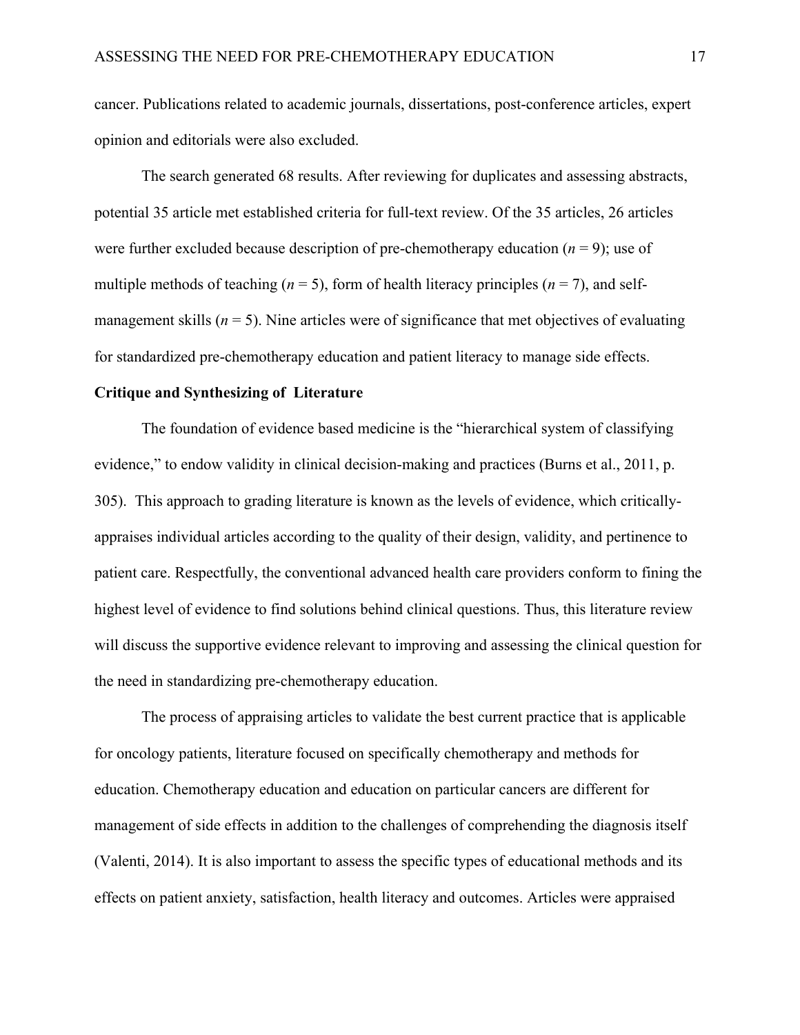cancer. Publications related to academic journals, dissertations, post-conference articles, expert opinion and editorials were also excluded.

The search generated 68 results. After reviewing for duplicates and assessing abstracts, potential 35 article met established criteria for full-text review. Of the 35 articles, 26 articles were further excluded because description of pre-chemotherapy education ($n = 9$); use of multiple methods of teaching ($n = 5$), form of health literacy principles ($n = 7$), and self-management skills ($n = 5$). Nine articles were of significance that met objectives of evaluating for standardized pre-chemotherapy education and patient literacy to manage side effects.

**Critique and Synthesizing of Literature**

The foundation of evidence based medicine is the "hierarchical system of classifying evidence," to endow validity in clinical decision-making and practices (Burns et al., 2011, p. 305). This approach to grading literature is known as the levels of evidence, which critically-appraises individual articles according to the quality of their design, validity, and pertinence to patient care. Respectfully, the conventional advanced health care providers conform to fining the highest level of evidence to find solutions behind clinical questions. Thus, this literature review will discuss the supportive evidence relevant to improving and assessing the clinical question for the need in standardizing pre-chemotherapy education.

The process of appraising articles to validate the best current practice that is applicable for oncology patients, literature focused on specifically chemotherapy and methods for education. Chemotherapy education and education on particular cancers are different for management of side effects in addition to the challenges of comprehending the diagnosis itself (Valenti, 2014). It is also important to assess the specific types of educational methods and its effects on patient anxiety, satisfaction, health literacy and outcomes. Articles were appraised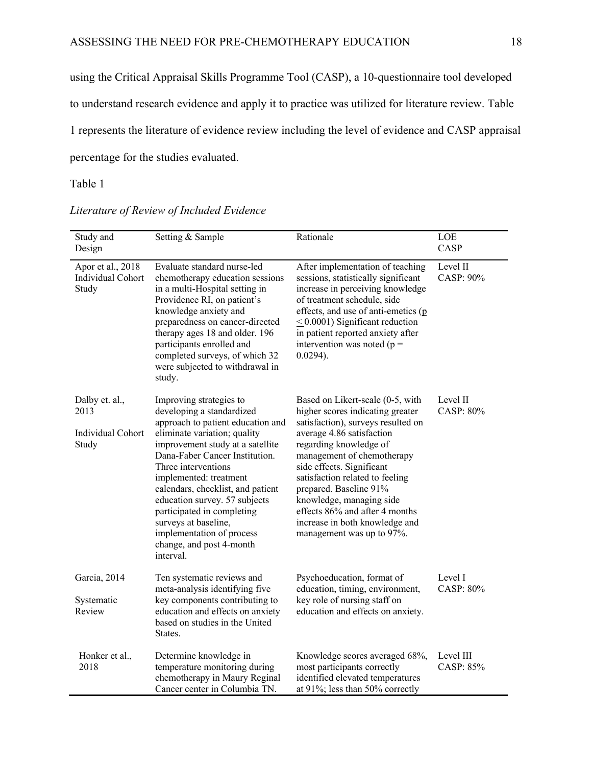using the Critical Appraisal Skills Programme Tool (CASP), a 10-questionnaire tool developed to understand research evidence and apply it to practice was utilized for literature review. Table 1 represents the literature of evidence review including the level of evidence and CASP appraisal percentage for the studies evaluated.

Table 1

*Literature of Review of Included Evidence*

| Study and Design | Setting & Sample | Rationale | LOE CASP |
|---|---|---|---|
| Apor et al., 2018 Individual Cohort Study | Evaluate standard nurse-led chemotherapy education sessions in a multi-Hospital setting in Providence RI, on patient's knowledge anxiety and preparedness on cancer-directed therapy ages 18 and older. 196 participants enrolled and completed surveys, of which 32 were subjected to withdrawal in study. | After implementation of teaching sessions, statistically significant increase in perceiving knowledge of treatment schedule, side effects, and use of anti-emetics ($p \leq 0.0001$) Significant reduction in patient reported anxiety after intervention was noted ($p = 0.0294$). | Level II CASP: 90% |
| Dalby et. al., 2013 Individual Cohort Study | Improving strategies to developing a standardized approach to patient education and eliminate variation; quality improvement study at a satellite Dana-Faber Cancer Institution. Three interventions implemented: treatment calendars, checklist, and patient education survey. 57 subjects participated in completing surveys at baseline, implementation of process change, and post 4-month interval. | Based on Likert-scale (0-5, with higher scores indicating greater satisfaction), surveys resulted on average 4.86 satisfaction regarding knowledge of management of chemotherapy side effects. Significant satisfaction related to feeling prepared. Baseline 91% knowledge, managing side effects 86% and after 4 months increase in both knowledge and management was up to 97%. | Level II CASP: 80% |
| Garcia, 2014 Systematic Review | Ten systematic reviews and meta-analysis identifying five key components contributing to education and effects on anxiety based on studies in the United States. | Psychoeducation, format of education, timing, environment, key role of nursing staff on education and effects on anxiety. | Level I CASP: 80% |
| Honker et al., 2018 | Determine knowledge in temperature monitoring during chemotherapy in Maury Reginal Cancer center in Columbia TN. | Knowledge scores averaged 68%, most participants correctly identified elevated temperatures at 91%; less than 50% correctly | Level III CASP: 85% |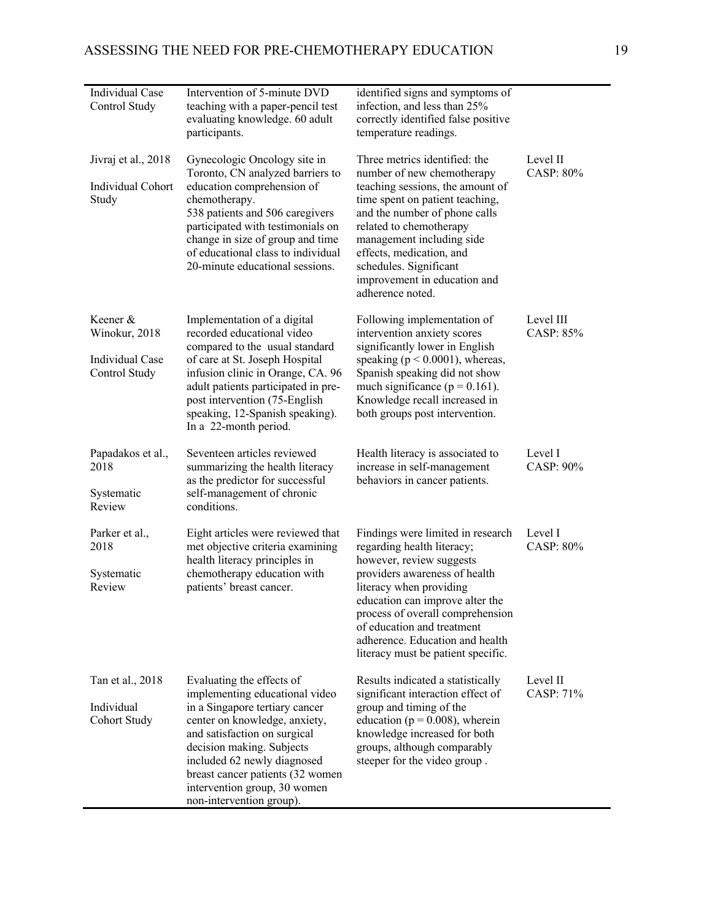| | | | |
|---|---|---|---|
| Individual Case Control Study | Intervention of 5-minute DVD teaching with a paper-pencil test evaluating knowledge. 60 adult participants. | identified signs and symptoms of infection, and less than 25% correctly identified false positive temperature readings. | |
| Jivraj et al., 2018<br><br>Individual Cohort Study | Gynecologic Oncology site in Toronto, CN analyzed barriers to education comprehension of chemotherapy.<br>538 patients and 506 caregivers participated with testimonials on change in size of group and time of educational class to individual 20-minute educational sessions. | Three metrics identified: the number of new chemotherapy teaching sessions, the amount of time spent on patient teaching, and the number of phone calls related to chemotherapy management including side effects, medication, and schedules. Significant improvement in education and adherence noted. | Level II<br>CASP: 80% |
| Keener & Winokur, 2018<br><br>Individual Case Control Study | Implementation of a digital recorded educational video compared to the usual standard of care at St. Joseph Hospital infusion clinic in Orange, CA. 96 adult patients participated in pre-post intervention (75-English speaking, 12-Spanish speaking). In a 22-month period. | Following implementation of intervention anxiety scores significantly lower in English speaking ($p < 0.0001$), whereas, Spanish speaking did not show much significance ($p = 0.161$). Knowledge recall increased in both groups post intervention. | Level III<br>CASP: 85% |
| Papadakos et al., 2018<br><br>Systematic Review | Seventeen articles reviewed summarizing the health literacy as the predictor for successful self-management of chronic conditions. | Health literacy is associated to increase in self-management behaviors in cancer patients. | Level I<br>CASP: 90% |
| Parker et al., 2018<br><br>Systematic Review | Eight articles were reviewed that met objective criteria examining health literacy principles in chemotherapy education with patients' breast cancer. | Findings were limited in research regarding health literacy; however, review suggests providers awareness of health literacy when providing education can improve alter the process of overall comprehension of education and treatment adherence. Education and health literacy must be patient specific. | Level I<br>CASP: 80% |
| Tan et al., 2018<br><br>Individual Cohort Study | Evaluating the effects of implementing educational video in a Singapore tertiary cancer center on knowledge, anxiety, and satisfaction on surgical decision making. Subjects included 62 newly diagnosed breast cancer patients (32 women intervention group, 30 women non-intervention group). | Results indicated a statistically significant interaction effect of group and timing of the education ($p = 0.008$), wherein knowledge increased for both groups, although comparably steeper for the video group . | Level II<br>CASP: 71% |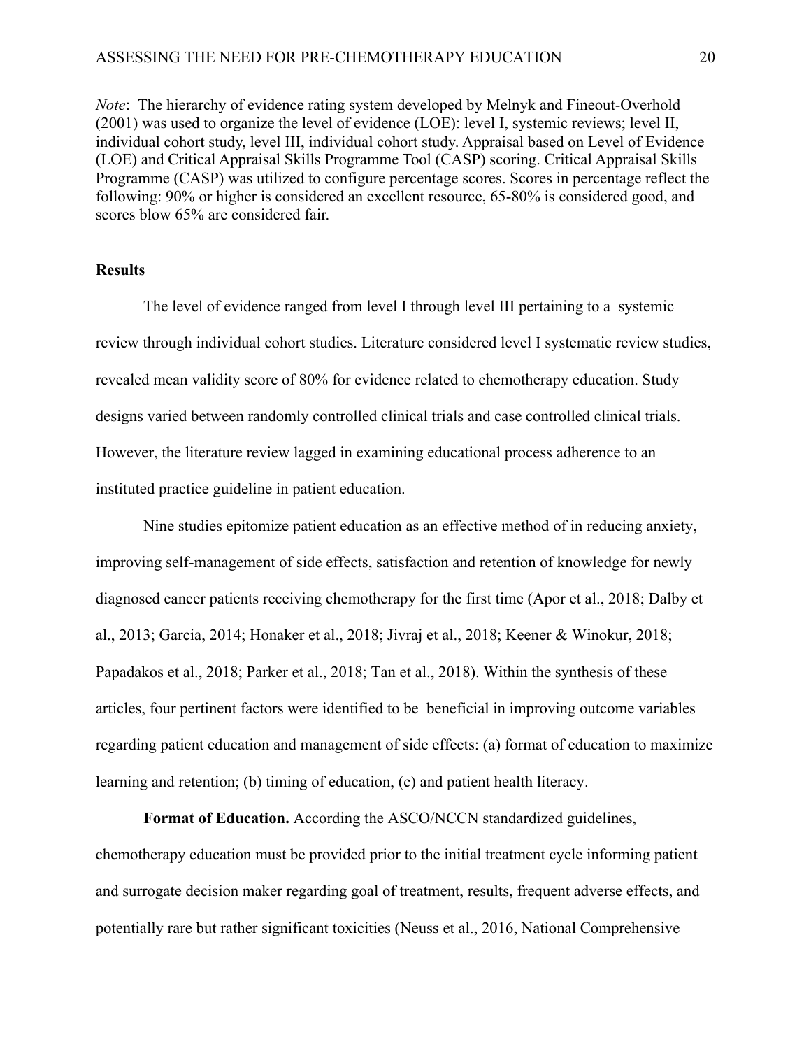*Note*: The hierarchy of evidence rating system developed by Melnyk and Fineout-Overhold (2001) was used to organize the level of evidence (LOE): level I, systemic reviews; level II, individual cohort study, level III, individual cohort study. Appraisal based on Level of Evidence (LOE) and Critical Appraisal Skills Programme Tool (CASP) scoring. Critical Appraisal Skills Programme (CASP) was utilized to configure percentage scores. Scores in percentage reflect the following: 90% or higher is considered an excellent resource, 65-80% is considered good, and scores blow 65% are considered fair.

**Results**

The level of evidence ranged from level I through level III pertaining to a systemic review through individual cohort studies. Literature considered level I systematic review studies, revealed mean validity score of 80% for evidence related to chemotherapy education. Study designs varied between randomly controlled clinical trials and case controlled clinical trials. However, the literature review lagged in examining educational process adherence to an instituted practice guideline in patient education.

Nine studies epitomize patient education as an effective method of in reducing anxiety, improving self-management of side effects, satisfaction and retention of knowledge for newly diagnosed cancer patients receiving chemotherapy for the first time (Apor et al., 2018; Dalby et al., 2013; Garcia, 2014; Honaker et al., 2018; Jivraj et al., 2018; Keener & Winokur, 2018; Papadakos et al., 2018; Parker et al., 2018; Tan et al., 2018). Within the synthesis of these articles, four pertinent factors were identified to be beneficial in improving outcome variables regarding patient education and management of side effects: (a) format of education to maximize learning and retention; (b) timing of education, (c) and patient health literacy.

**Format of Education.** According the ASCO/NCCN standardized guidelines, chemotherapy education must be provided prior to the initial treatment cycle informing patient and surrogate decision maker regarding goal of treatment, results, frequent adverse effects, and potentially rare but rather significant toxicities (Neuss et al., 2016, National Comprehensive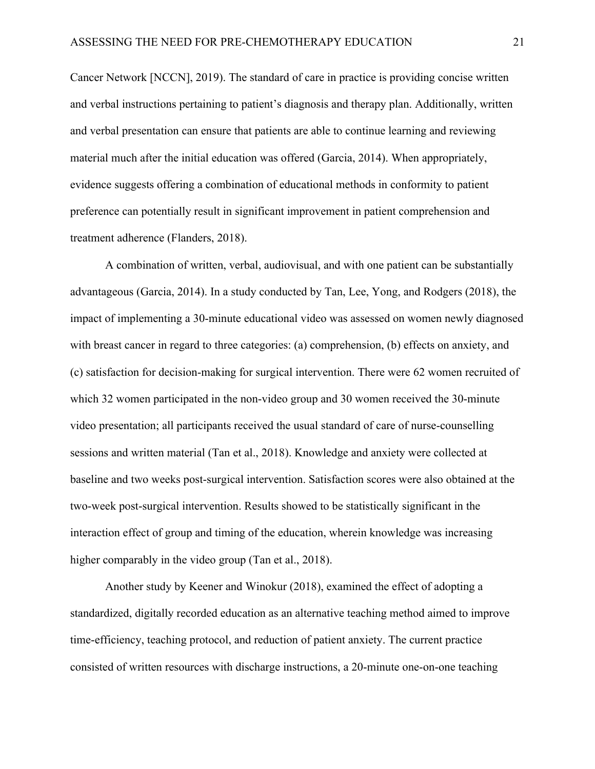Cancer Network [NCCN], 2019). The standard of care in practice is providing concise written and verbal instructions pertaining to patient's diagnosis and therapy plan. Additionally, written and verbal presentation can ensure that patients are able to continue learning and reviewing material much after the initial education was offered (Garcia, 2014). When appropriately, evidence suggests offering a combination of educational methods in conformity to patient preference can potentially result in significant improvement in patient comprehension and treatment adherence (Flanders, 2018).

A combination of written, verbal, audiovisual, and with one patient can be substantially advantageous (Garcia, 2014). In a study conducted by Tan, Lee, Yong, and Rodgers (2018), the impact of implementing a 30-minute educational video was assessed on women newly diagnosed with breast cancer in regard to three categories: (a) comprehension, (b) effects on anxiety, and (c) satisfaction for decision-making for surgical intervention. There were 62 women recruited of which 32 women participated in the non-video group and 30 women received the 30-minute video presentation; all participants received the usual standard of care of nurse-counselling sessions and written material (Tan et al., 2018). Knowledge and anxiety were collected at baseline and two weeks post-surgical intervention. Satisfaction scores were also obtained at the two-week post-surgical intervention. Results showed to be statistically significant in the interaction effect of group and timing of the education, wherein knowledge was increasing higher comparably in the video group (Tan et al., 2018).

Another study by Keener and Winokur (2018), examined the effect of adopting a standardized, digitally recorded education as an alternative teaching method aimed to improve time-efficiency, teaching protocol, and reduction of patient anxiety. The current practice consisted of written resources with discharge instructions, a 20-minute one-on-one teaching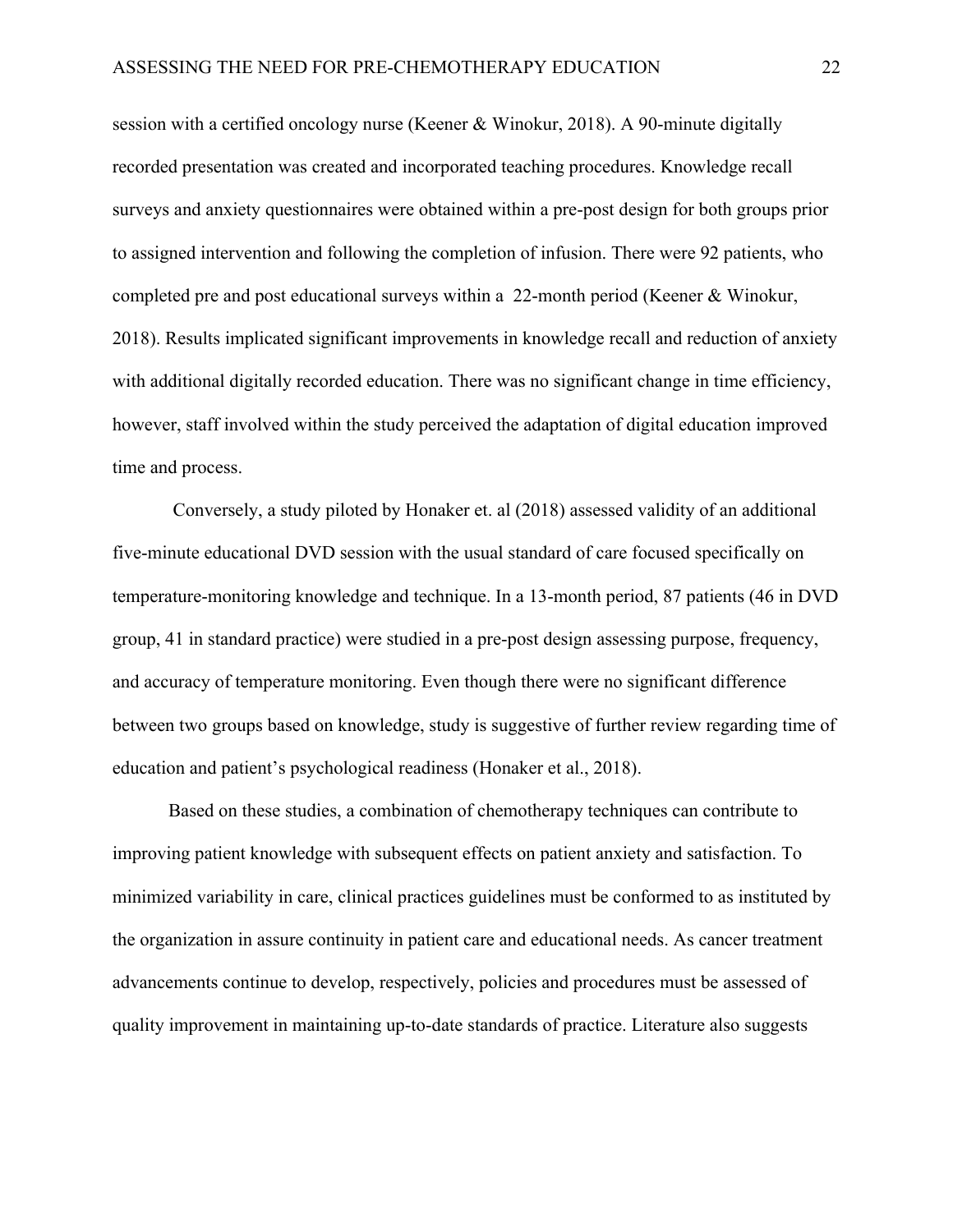session with a certified oncology nurse (Keener & Winokur, 2018). A 90-minute digitally recorded presentation was created and incorporated teaching procedures. Knowledge recall surveys and anxiety questionnaires were obtained within a pre-post design for both groups prior to assigned intervention and following the completion of infusion. There were 92 patients, who completed pre and post educational surveys within a 22-month period (Keener & Winokur, 2018). Results implicated significant improvements in knowledge recall and reduction of anxiety with additional digitally recorded education. There was no significant change in time efficiency, however, staff involved within the study perceived the adaptation of digital education improved time and process.

Conversely, a study piloted by Honaker et. al (2018) assessed validity of an additional five-minute educational DVD session with the usual standard of care focused specifically on temperature-monitoring knowledge and technique. In a 13-month period, 87 patients (46 in DVD group, 41 in standard practice) were studied in a pre-post design assessing purpose, frequency, and accuracy of temperature monitoring. Even though there were no significant difference between two groups based on knowledge, study is suggestive of further review regarding time of education and patient's psychological readiness (Honaker et al., 2018).

Based on these studies, a combination of chemotherapy techniques can contribute to improving patient knowledge with subsequent effects on patient anxiety and satisfaction. To minimized variability in care, clinical practices guidelines must be conformed to as instituted by the organization in assure continuity in patient care and educational needs. As cancer treatment advancements continue to develop, respectively, policies and procedures must be assessed of quality improvement in maintaining up-to-date standards of practice. Literature also suggests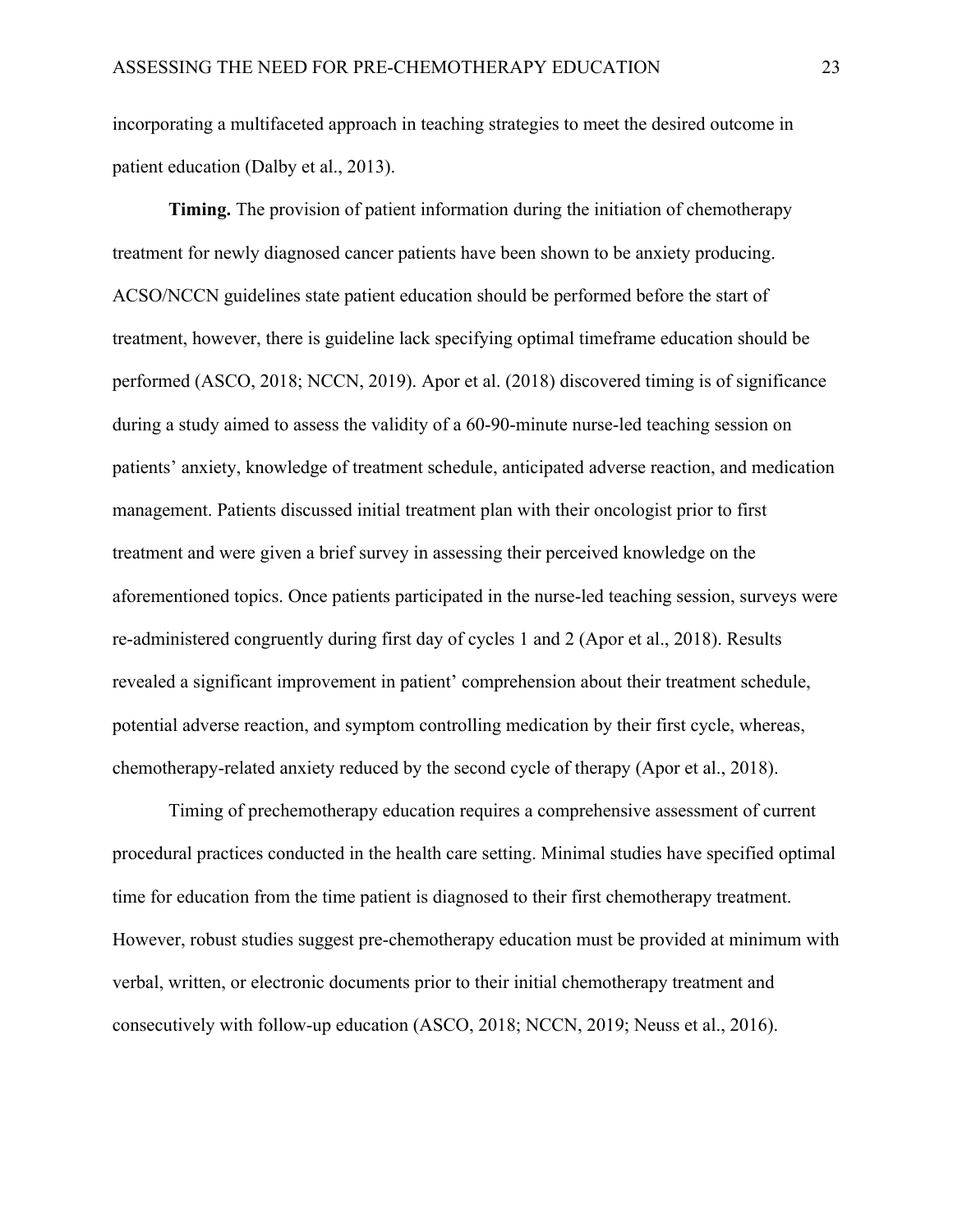incorporating a multifaceted approach in teaching strategies to meet the desired outcome in patient education (Dalby et al., 2013).

**Timing.** The provision of patient information during the initiation of chemotherapy treatment for newly diagnosed cancer patients have been shown to be anxiety producing. ACSO/NCCN guidelines state patient education should be performed before the start of treatment, however, there is guideline lack specifying optimal timeframe education should be performed (ASCO, 2018; NCCN, 2019). Apor et al. (2018) discovered timing is of significance during a study aimed to assess the validity of a 60-90-minute nurse-led teaching session on patients' anxiety, knowledge of treatment schedule, anticipated adverse reaction, and medication management. Patients discussed initial treatment plan with their oncologist prior to first treatment and were given a brief survey in assessing their perceived knowledge on the aforementioned topics. Once patients participated in the nurse-led teaching session, surveys were re-administered congruently during first day of cycles 1 and 2 (Apor et al., 2018). Results revealed a significant improvement in patient' comprehension about their treatment schedule, potential adverse reaction, and symptom controlling medication by their first cycle, whereas, chemotherapy-related anxiety reduced by the second cycle of therapy (Apor et al., 2018).

Timing of prechemotherapy education requires a comprehensive assessment of current procedural practices conducted in the health care setting. Minimal studies have specified optimal time for education from the time patient is diagnosed to their first chemotherapy treatment. However, robust studies suggest pre-chemotherapy education must be provided at minimum with verbal, written, or electronic documents prior to their initial chemotherapy treatment and consecutively with follow-up education (ASCO, 2018; NCCN, 2019; Neuss et al., 2016).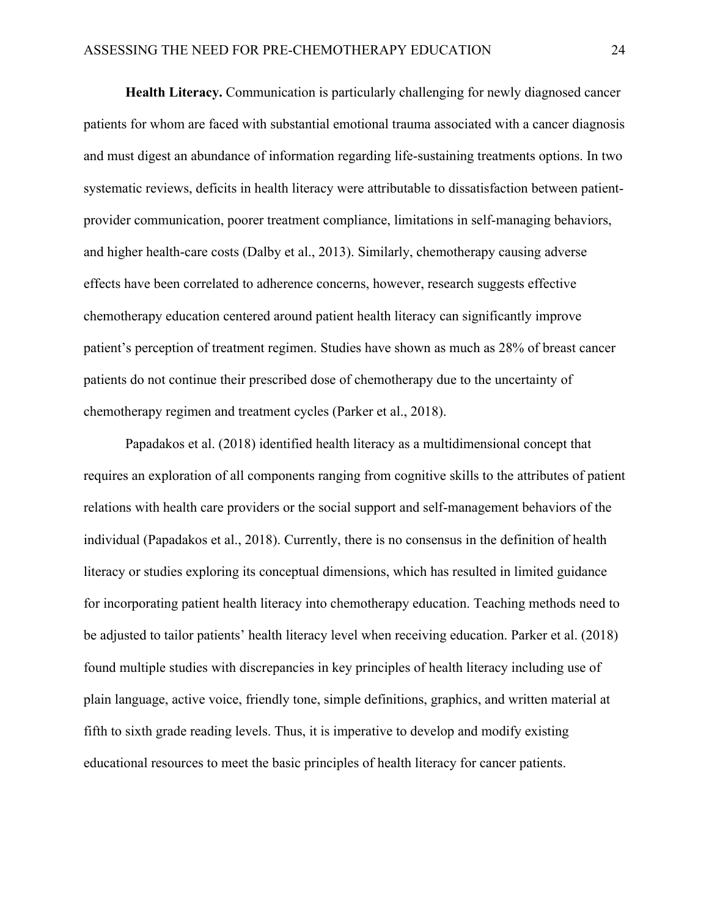**Health Literacy.** Communication is particularly challenging for newly diagnosed cancer patients for whom are faced with substantial emotional trauma associated with a cancer diagnosis and must digest an abundance of information regarding life-sustaining treatments options. In two systematic reviews, deficits in health literacy were attributable to dissatisfaction between patient-provider communication, poorer treatment compliance, limitations in self-managing behaviors, and higher health-care costs (Dalby et al., 2013). Similarly, chemotherapy causing adverse effects have been correlated to adherence concerns, however, research suggests effective chemotherapy education centered around patient health literacy can significantly improve patient's perception of treatment regimen. Studies have shown as much as 28% of breast cancer patients do not continue their prescribed dose of chemotherapy due to the uncertainty of chemotherapy regimen and treatment cycles (Parker et al., 2018).

Papadakos et al. (2018) identified health literacy as a multidimensional concept that requires an exploration of all components ranging from cognitive skills to the attributes of patient relations with health care providers or the social support and self-management behaviors of the individual (Papadakos et al., 2018). Currently, there is no consensus in the definition of health literacy or studies exploring its conceptual dimensions, which has resulted in limited guidance for incorporating patient health literacy into chemotherapy education. Teaching methods need to be adjusted to tailor patients' health literacy level when receiving education. Parker et al. (2018) found multiple studies with discrepancies in key principles of health literacy including use of plain language, active voice, friendly tone, simple definitions, graphics, and written material at fifth to sixth grade reading levels. Thus, it is imperative to develop and modify existing educational resources to meet the basic principles of health literacy for cancer patients.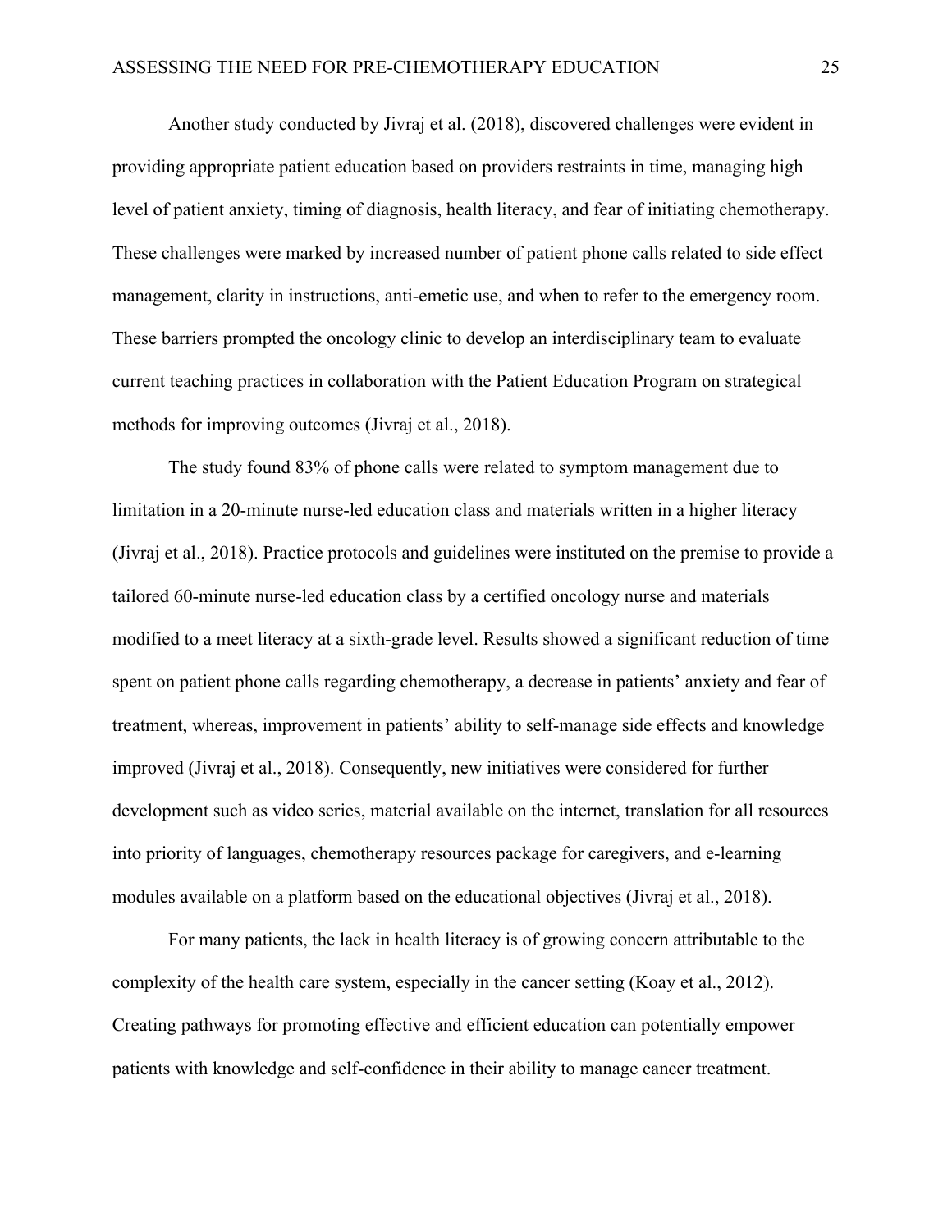Another study conducted by Jivraj et al. (2018), discovered challenges were evident in providing appropriate patient education based on providers restraints in time, managing high level of patient anxiety, timing of diagnosis, health literacy, and fear of initiating chemotherapy. These challenges were marked by increased number of patient phone calls related to side effect management, clarity in instructions, anti-emetic use, and when to refer to the emergency room. These barriers prompted the oncology clinic to develop an interdisciplinary team to evaluate current teaching practices in collaboration with the Patient Education Program on strategical methods for improving outcomes (Jivraj et al., 2018).

The study found 83% of phone calls were related to symptom management due to limitation in a 20-minute nurse-led education class and materials written in a higher literacy (Jivraj et al., 2018). Practice protocols and guidelines were instituted on the premise to provide a tailored 60-minute nurse-led education class by a certified oncology nurse and materials modified to a meet literacy at a sixth-grade level. Results showed a significant reduction of time spent on patient phone calls regarding chemotherapy, a decrease in patients' anxiety and fear of treatment, whereas, improvement in patients' ability to self-manage side effects and knowledge improved (Jivraj et al., 2018). Consequently, new initiatives were considered for further development such as video series, material available on the internet, translation for all resources into priority of languages, chemotherapy resources package for caregivers, and e-learning modules available on a platform based on the educational objectives (Jivraj et al., 2018).

For many patients, the lack in health literacy is of growing concern attributable to the complexity of the health care system, especially in the cancer setting (Koay et al., 2012). Creating pathways for promoting effective and efficient education can potentially empower patients with knowledge and self-confidence in their ability to manage cancer treatment.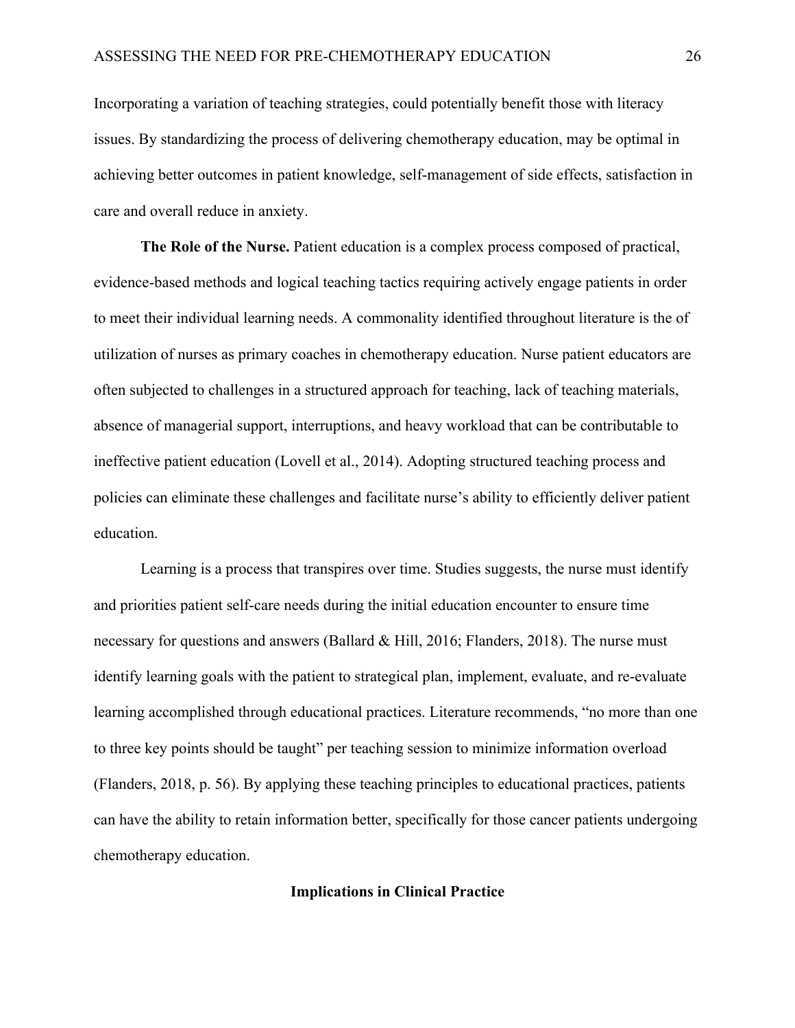Incorporating a variation of teaching strategies, could potentially benefit those with literacy issues. By standardizing the process of delivering chemotherapy education, may be optimal in achieving better outcomes in patient knowledge, self-management of side effects, satisfaction in care and overall reduce in anxiety.

**The Role of the Nurse.** Patient education is a complex process composed of practical, evidence-based methods and logical teaching tactics requiring actively engage patients in order to meet their individual learning needs. A commonality identified throughout literature is the of utilization of nurses as primary coaches in chemotherapy education. Nurse patient educators are often subjected to challenges in a structured approach for teaching, lack of teaching materials, absence of managerial support, interruptions, and heavy workload that can be contributable to ineffective patient education (Lovell et al., 2014). Adopting structured teaching process and policies can eliminate these challenges and facilitate nurse's ability to efficiently deliver patient education.

Learning is a process that transpires over time. Studies suggests, the nurse must identify and priorities patient self-care needs during the initial education encounter to ensure time necessary for questions and answers (Ballard & Hill, 2016; Flanders, 2018). The nurse must identify learning goals with the patient to strategical plan, implement, evaluate, and re-evaluate learning accomplished through educational practices. Literature recommends, "no more than one to three key points should be taught" per teaching session to minimize information overload (Flanders, 2018, p. 56). By applying these teaching principles to educational practices, patients can have the ability to retain information better, specifically for those cancer patients undergoing chemotherapy education.

## Implications in Clinical Practice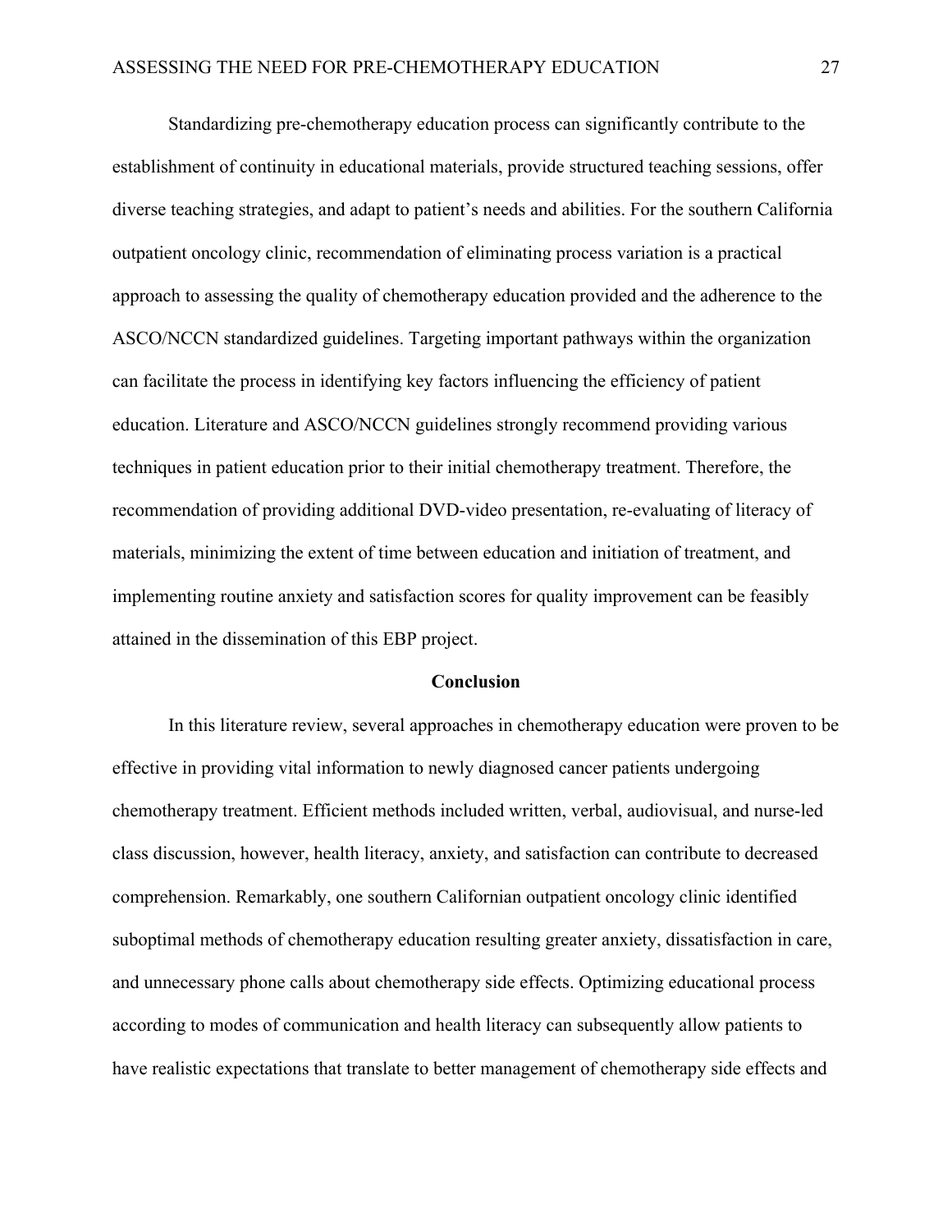Standardizing pre-chemotherapy education process can significantly contribute to the establishment of continuity in educational materials, provide structured teaching sessions, offer diverse teaching strategies, and adapt to patient's needs and abilities. For the southern California outpatient oncology clinic, recommendation of eliminating process variation is a practical approach to assessing the quality of chemotherapy education provided and the adherence to the ASCO/NCCN standardized guidelines. Targeting important pathways within the organization can facilitate the process in identifying key factors influencing the efficiency of patient education. Literature and ASCO/NCCN guidelines strongly recommend providing various techniques in patient education prior to their initial chemotherapy treatment. Therefore, the recommendation of providing additional DVD-video presentation, re-evaluating of literacy of materials, minimizing the extent of time between education and initiation of treatment, and implementing routine anxiety and satisfaction scores for quality improvement can be feasibly attained in the dissemination of this EBP project.

## Conclusion

In this literature review, several approaches in chemotherapy education were proven to be effective in providing vital information to newly diagnosed cancer patients undergoing chemotherapy treatment. Efficient methods included written, verbal, audiovisual, and nurse-led class discussion, however, health literacy, anxiety, and satisfaction can contribute to decreased comprehension. Remarkably, one southern Californian outpatient oncology clinic identified suboptimal methods of chemotherapy education resulting greater anxiety, dissatisfaction in care, and unnecessary phone calls about chemotherapy side effects. Optimizing educational process according to modes of communication and health literacy can subsequently allow patients to have realistic expectations that translate to better management of chemotherapy side effects and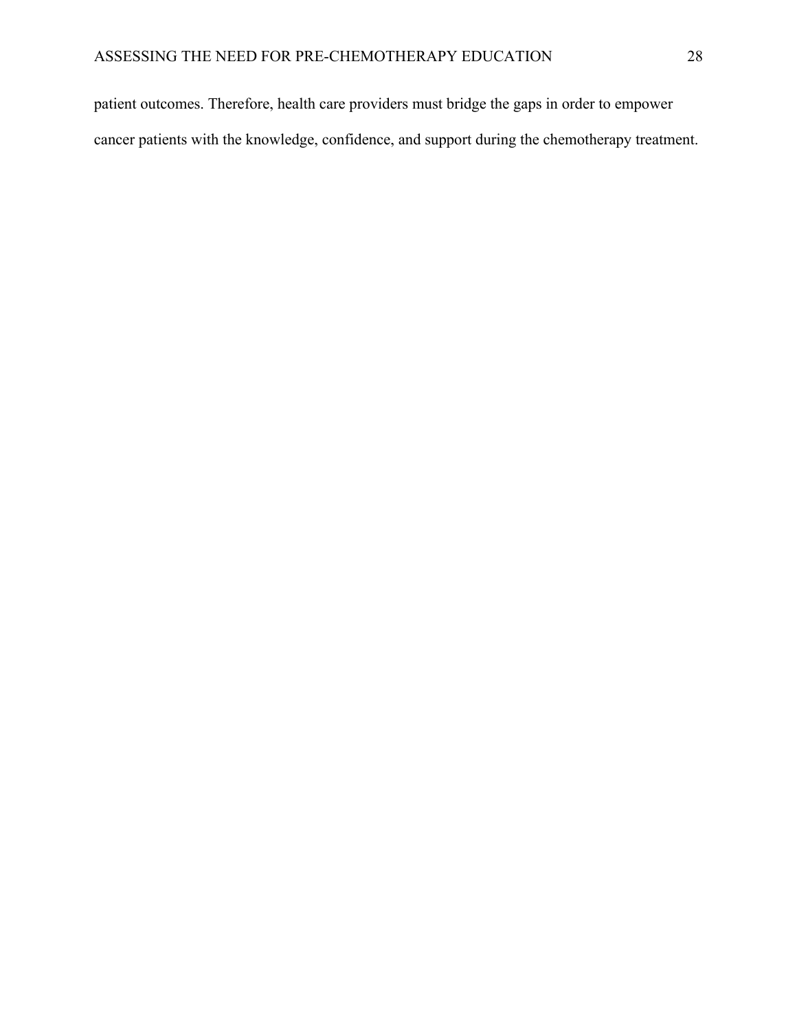patient outcomes. Therefore, health care providers must bridge the gaps in order to empower cancer patients with the knowledge, confidence, and support during the chemotherapy treatment.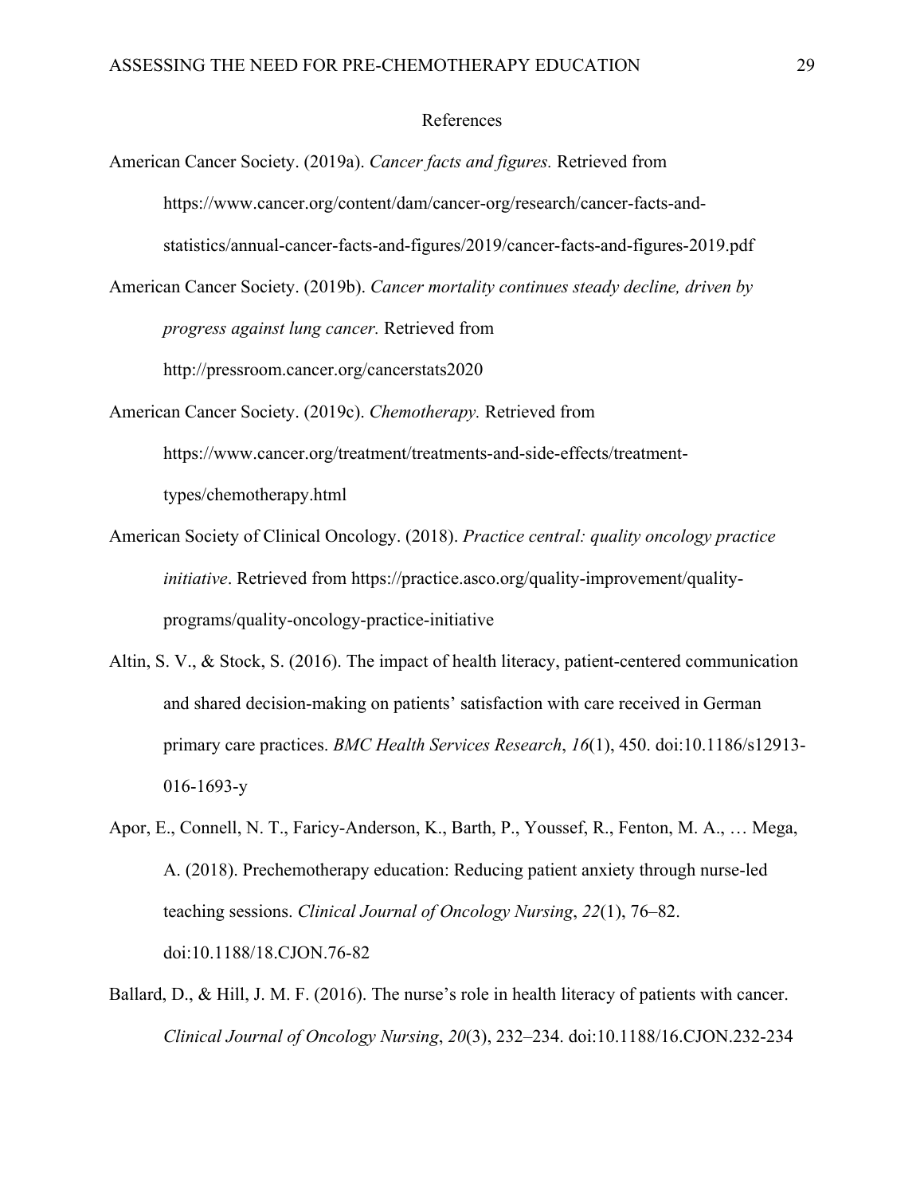# References

American Cancer Society. (2019a). *Cancer facts and figures.* Retrieved from https://www.cancer.org/content/dam/cancer-org/research/cancer-facts-and-statistics/annual-cancer-facts-and-figures/2019/cancer-facts-and-figures-2019.pdf

American Cancer Society. (2019b). *Cancer mortality continues steady decline, driven by progress against lung cancer.* Retrieved from http://pressroom.cancer.org/cancerstats2020

American Cancer Society. (2019c). *Chemotherapy.* Retrieved from https://www.cancer.org/treatment/treatments-and-side-effects/treatment-types/chemotherapy.html

American Society of Clinical Oncology. (2018). *Practice central: quality oncology practice initiative*. Retrieved from https://practice.asco.org/quality-improvement/quality-programs/quality-oncology-practice-initiative

Altin, S. V., & Stock, S. (2016). The impact of health literacy, patient-centered communication and shared decision-making on patients' satisfaction with care received in German primary care practices. *BMC Health Services Research*, *16*(1), 450. doi:10.1186/s12913-016-1693-y

Apor, E., Connell, N. T., Faricy-Anderson, K., Barth, P., Youssef, R., Fenton, M. A., … Mega, A. (2018). Prechemotherapy education: Reducing patient anxiety through nurse-led teaching sessions. *Clinical Journal of Oncology Nursing*, *22*(1), 76–82. doi:10.1188/18.CJON.76-82

Ballard, D., & Hill, J. M. F. (2016). The nurse's role in health literacy of patients with cancer. *Clinical Journal of Oncology Nursing*, *20*(3), 232–234. doi:10.1188/16.CJON.232-234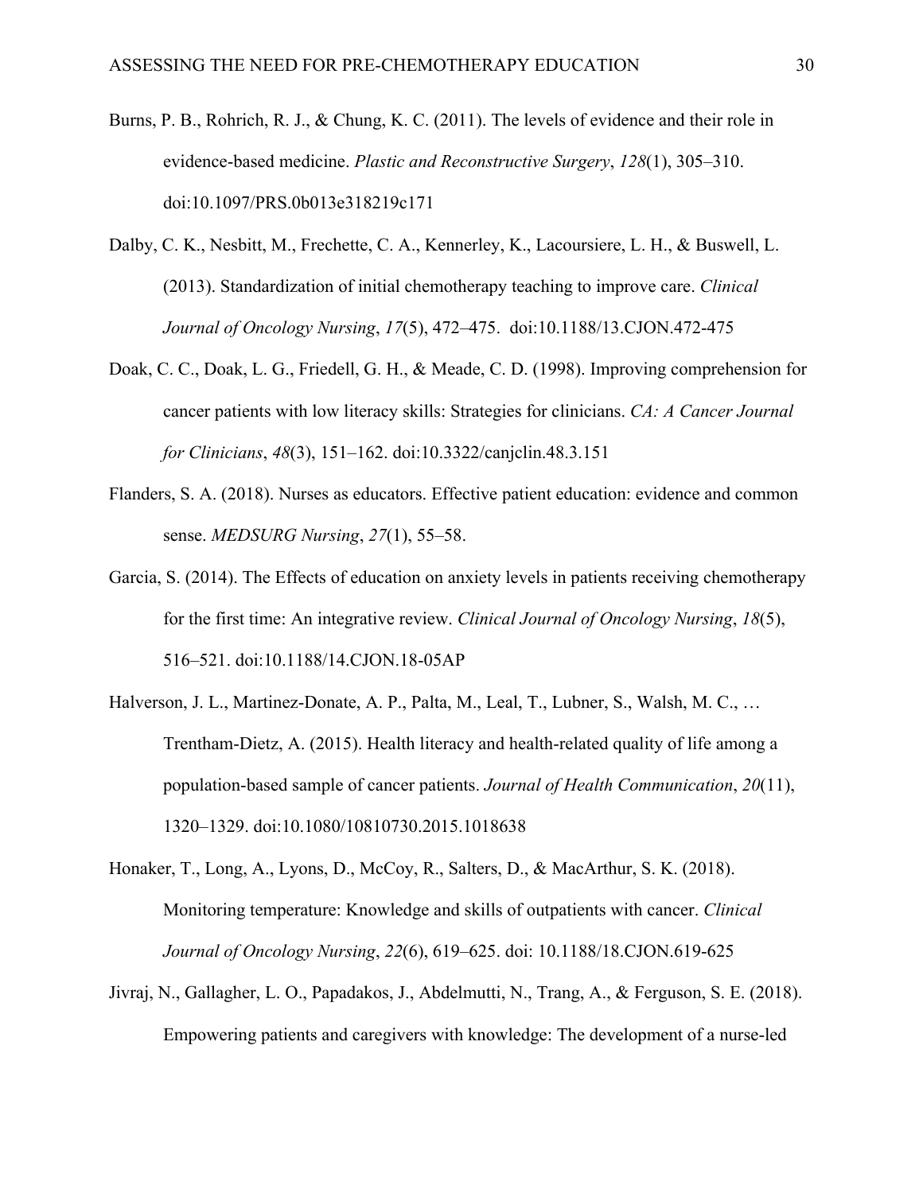Burns, P. B., Rohrich, R. J., & Chung, K. C. (2011). The levels of evidence and their role in evidence-based medicine. *Plastic and Reconstructive Surgery*, *128*(1), 305–310. doi:10.1097/PRS.0b013e318219c171

Dalby, C. K., Nesbitt, M., Frechette, C. A., Kennerley, K., Lacoursiere, L. H., & Buswell, L. (2013). Standardization of initial chemotherapy teaching to improve care. *Clinical Journal of Oncology Nursing*, *17*(5), 472–475. doi:10.1188/13.CJON.472-475

Doak, C. C., Doak, L. G., Friedell, G. H., & Meade, C. D. (1998). Improving comprehension for cancer patients with low literacy skills: Strategies for clinicians. *CA: A Cancer Journal for Clinicians*, *48*(3), 151–162. doi:10.3322/canjclin.48.3.151

Flanders, S. A. (2018). Nurses as educators. Effective patient education: evidence and common sense. *MEDSURG Nursing*, *27*(1), 55–58.

Garcia, S. (2014). The Effects of education on anxiety levels in patients receiving chemotherapy for the first time: An integrative review. *Clinical Journal of Oncology Nursing*, *18*(5), 516–521. doi:10.1188/14.CJON.18-05AP

Halverson, J. L., Martinez-Donate, A. P., Palta, M., Leal, T., Lubner, S., Walsh, M. C., … Trentham-Dietz, A. (2015). Health literacy and health-related quality of life among a population-based sample of cancer patients. *Journal of Health Communication*, *20*(11), 1320–1329. doi:10.1080/10810730.2015.1018638

Honaker, T., Long, A., Lyons, D., McCoy, R., Salters, D., & MacArthur, S. K. (2018). Monitoring temperature: Knowledge and skills of outpatients with cancer. *Clinical Journal of Oncology Nursing*, *22*(6), 619–625. doi: 10.1188/18.CJON.619-625

Jivraj, N., Gallagher, L. O., Papadakos, J., Abdelmutti, N., Trang, A., & Ferguson, S. E. (2018). Empowering patients and caregivers with knowledge: The development of a nurse-led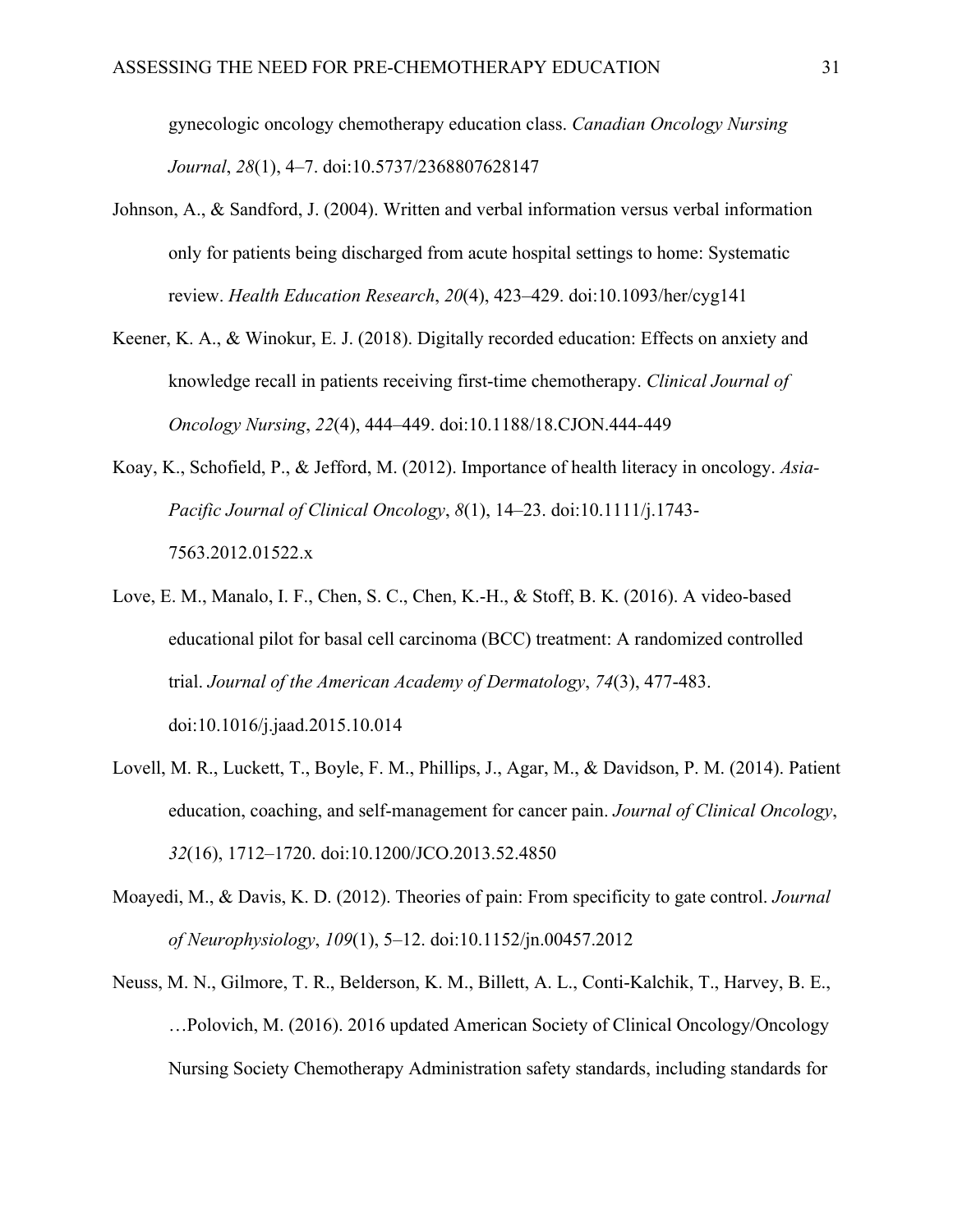gynecologic oncology chemotherapy education class. *Canadian Oncology Nursing Journal*, *28*(1), 4–7. doi:10.5737/2368807628147

Johnson, A., & Sandford, J. (2004). Written and verbal information versus verbal information only for patients being discharged from acute hospital settings to home: Systematic review. *Health Education Research*, *20*(4), 423–429. doi:10.1093/her/cyg141

Keener, K. A., & Winokur, E. J. (2018). Digitally recorded education: Effects on anxiety and knowledge recall in patients receiving first-time chemotherapy. *Clinical Journal of Oncology Nursing*, *22*(4), 444–449. doi:10.1188/18.CJON.444-449

Koay, K., Schofield, P., & Jefford, M. (2012). Importance of health literacy in oncology. *Asia-Pacific Journal of Clinical Oncology*, *8*(1), 14–23. doi:10.1111/j.1743-7563.2012.01522.x

Love, E. M., Manalo, I. F., Chen, S. C., Chen, K.-H., & Stoff, B. K. (2016). A video-based educational pilot for basal cell carcinoma (BCC) treatment: A randomized controlled trial. *Journal of the American Academy of Dermatology*, *74*(3), 477-483. doi:10.1016/j.jaad.2015.10.014

Lovell, M. R., Luckett, T., Boyle, F. M., Phillips, J., Agar, M., & Davidson, P. M. (2014). Patient education, coaching, and self-management for cancer pain. *Journal of Clinical Oncology*, *32*(16), 1712–1720. doi:10.1200/JCO.2013.52.4850

Moayedi, M., & Davis, K. D. (2012). Theories of pain: From specificity to gate control. *Journal of Neurophysiology*, *109*(1), 5–12. doi:10.1152/jn.00457.2012

Neuss, M. N., Gilmore, T. R., Belderson, K. M., Billett, A. L., Conti-Kalchik, T., Harvey, B. E., …Polovich, M. (2016). 2016 updated American Society of Clinical Oncology/Oncology Nursing Society Chemotherapy Administration safety standards, including standards for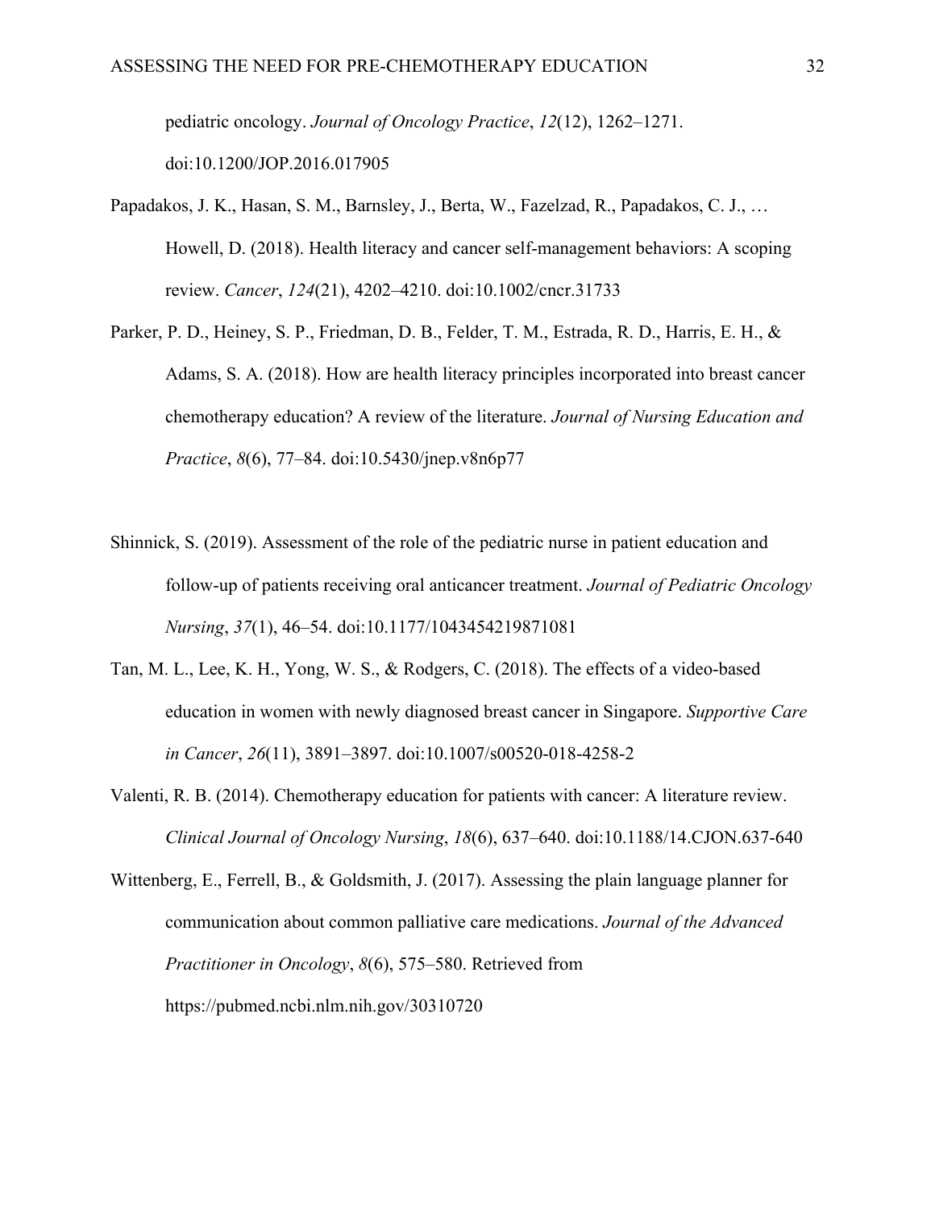pediatric oncology. *Journal of Oncology Practice*, *12*(12), 1262–1271. doi:10.1200/JOP.2016.017905

Papadakos, J. K., Hasan, S. M., Barnsley, J., Berta, W., Fazelzad, R., Papadakos, C. J., … Howell, D. (2018). Health literacy and cancer self-management behaviors: A scoping review. *Cancer*, *124*(21), 4202–4210. doi:10.1002/cncr.31733

Parker, P. D., Heiney, S. P., Friedman, D. B., Felder, T. M., Estrada, R. D., Harris, E. H., & Adams, S. A. (2018). How are health literacy principles incorporated into breast cancer chemotherapy education? A review of the literature. *Journal of Nursing Education and Practice*, *8*(6), 77–84. doi:10.5430/jnep.v8n6p77

Shinnick, S. (2019). Assessment of the role of the pediatric nurse in patient education and follow-up of patients receiving oral anticancer treatment. *Journal of Pediatric Oncology Nursing*, *37*(1), 46–54. doi:10.1177/1043454219871081

Tan, M. L., Lee, K. H., Yong, W. S., & Rodgers, C. (2018). The effects of a video-based education in women with newly diagnosed breast cancer in Singapore. *Supportive Care in Cancer*, *26*(11), 3891–3897. doi:10.1007/s00520-018-4258-2

Valenti, R. B. (2014). Chemotherapy education for patients with cancer: A literature review. *Clinical Journal of Oncology Nursing*, *18*(6), 637–640. doi:10.1188/14.CJON.637-640

Wittenberg, E., Ferrell, B., & Goldsmith, J. (2017). Assessing the plain language planner for communication about common palliative care medications. *Journal of the Advanced Practitioner in Oncology*, *8*(6), 575–580. Retrieved from https://pubmed.ncbi.nlm.nih.gov/30310720